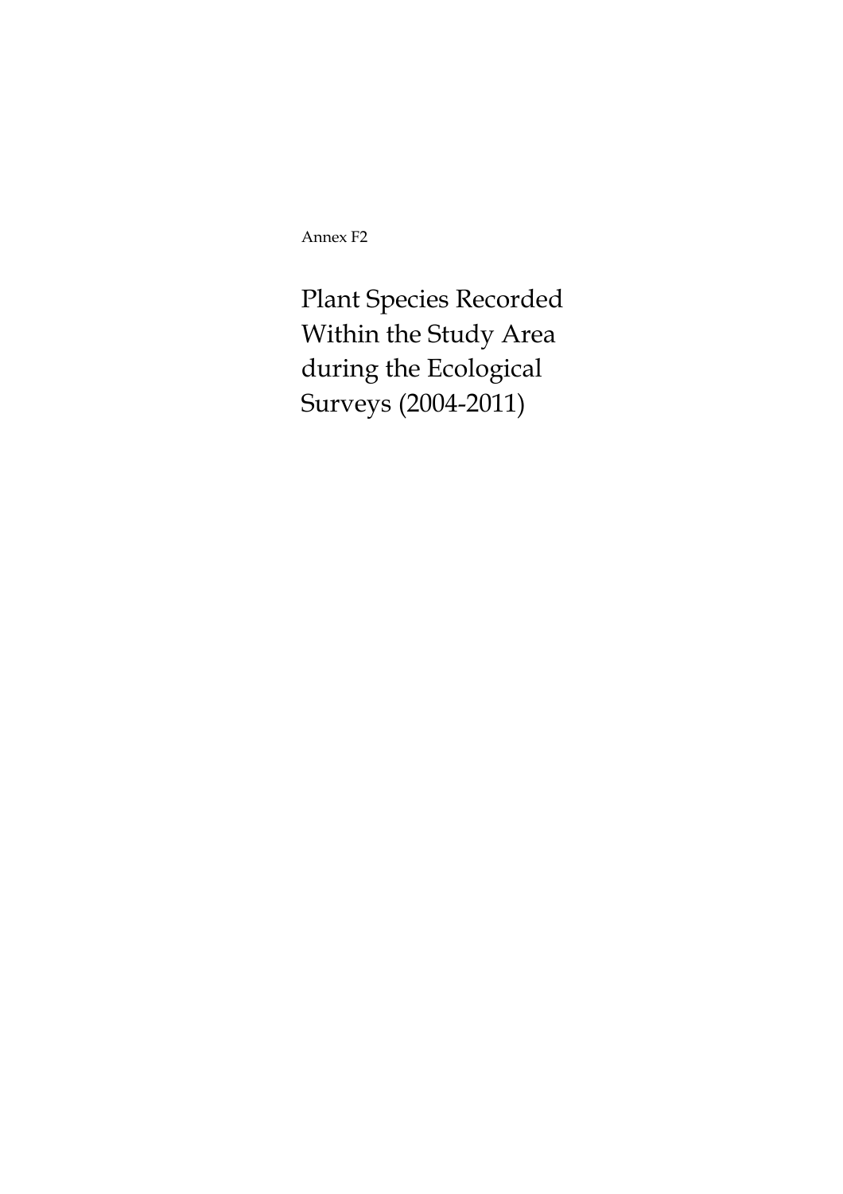Annex F2

# Plant Species Recorded Within the Study Area during the Ecological Surveys (2004-2011)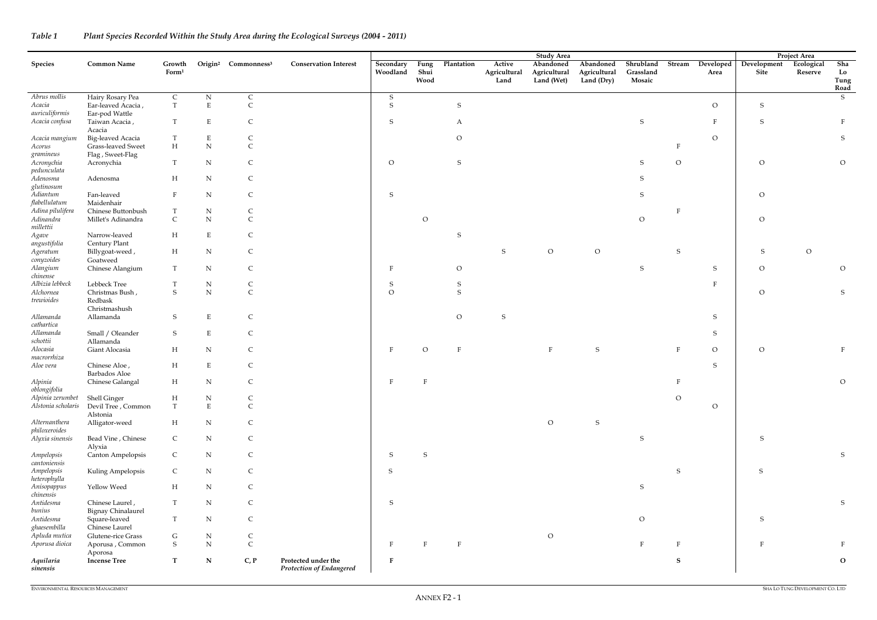*Table 1 Plant Species Recorded Within the Study Area during the Ecological Surveys (2004 - 2011)*

| Species | Common Name | Growth Form[1] | Origin[2] | Commonness[3] | Conservation Interest | Study Area | | | | | | | | | Project Area | | |
|---|---|---|---|---|---|---|---|---|---|---|---|---|---|---|---|---|---|
| | | | | | | Secondary Woodland | Fung Shui Wood | Plantation | Active Agricultural Land | Abandoned Agricultural Land (Wet) | Abandoned Agricultural Land (Dry) | Shrubland Grassland Mosaic | Stream | Developed Area | Development Site | Ecological Reserve | Sha Lo Tung Road |
| *Abrus mollis* | Hairy Rosary Pea | C | N | C | | S | | | | | | | | | | | S |
| *Acacia auriculiformis* | Ear-leaved Acacia , Ear-pod Wattle | T | E | C | | S | | S | | | | | | O | S | | |
| *Acacia confusa* | Taiwan Acacia , Acacia | T | E | C | | S | | A | | | | S | | F | S | | F |
| *Acacia mangium* | Big-leaved Acacia | T | E | C | | | | O | | | | | | O | | | S |
| *Acorus gramineus* | Grass-leaved Sweet Flag , Sweet-Flag | H | N | C | | | | | | | | | F | | | | |
| *Acronychia pedunculata* | Acronychia | T | N | C | | O | | S | | | | S | O | | O | | O |
| *Adenosma glutinosum* | Adenosma | H | N | C | | | | | | | | S | | | | | |
| *Adiantum flabellulatum* | Fan-leaved Maidenhair | F | N | C | | S | | | | | | S | | | O | | |
| *Adina pilulifera* | Chinese Buttonbush | T | N | C | | | | | | | | | F | | | | |
| *Adinandra millettii* | Millet's Adinandra | C | N | C | | | O | | | | | O | | | O | | |
| *Agave angustifolia* | Narrow-leaved Century Plant | H | E | C | | | | S | | | | | | | | | |
| *Ageratum conyzoides* | Billygoat-weed , Goatweed | H | N | C | | | | | S | O | O | | S | | S | O | |
| *Alangium chinense* | Chinese Alangium | T | N | C | | F | | O | | | | S | | S | O | | O |
| *Albizia lebbeck* | Lebbeck Tree | T | N | C | | S | | S | | | | | | F | | | |
| *Alchornea trewioides* | Christmas Bush , Redbask Christmashush | S | N | C | | O | | S | | | | | | | O | | S |
| *Allamanda cathartica* | Allamanda | S | E | C | | | | O | S | | | | | S | | | |
| *Allamanda schottii* | Small / Oleander Allamanda | S | E | C | | | | | | | | | | S | | | |
| *Alocasia macrorrhiza* | Giant Alocasia | H | N | C | | F | O | F | | F | S | | F | O | O | | F |
| *Aloe vera* | Chinese Aloe , Barbados Aloe | H | E | C | | | | | | | | | | S | | | |
| *Alpinia oblongifolia* | Chinese Galangal | H | N | C | | F | F | | | | | | F | | | | O |
| *Alpinia zerumbet* | Shell Ginger | H | N | C | | | | | | | | | O | | | | |
| *Alstonia scholaris* | Devil Tree , Common Alstonia | T | E | C | | | | | | | | | | O | | | |
| *Alternanthera philoxeroides* | Alligator-weed | H | N | C | | | | | | O | S | | | | | | |
| *Alyxia sinensis* | Bead Vine , Chinese Alyxia | C | N | C | | | | | | | | S | | | S | | |
| *Ampelopsis cantoniensis* | Canton Ampelopsis | C | N | C | | S | S | | | | | | | | | | S |
| *Ampelopsis heterophylla* | Kuling Ampelopsis | C | N | C | | S | | | | | | | S | | S | | |
| *Anisopappus chinensis* | Yellow Weed | H | N | C | | | | | | | | S | | | | | |
| *Antidesma bunius* | Chinese Laurel , Bignay Chinalaurel | T | N | C | | S | | | | | | | | | | | S |
| *Antidesma ghaesembilla* | Square-leaved Chinese Laurel | T | N | C | | | | | | | | O | | | S | | |
| *Apluda mutica* | Glutene-rice Grass | G | N | C | | | | | | O | | | | | | | |
| *Aporusa dioica* | Aporusa , Common Aporosa | S | N | C | | F | F | F | | | | F | F | | F | | F |
| ***Aquilaria sinensis*** | **Incense Tree** | **T** | **N** | **C, P** | **Protected under the *Protection of Endangered*** | **F** | | | | | | | **S** | | | | **O** |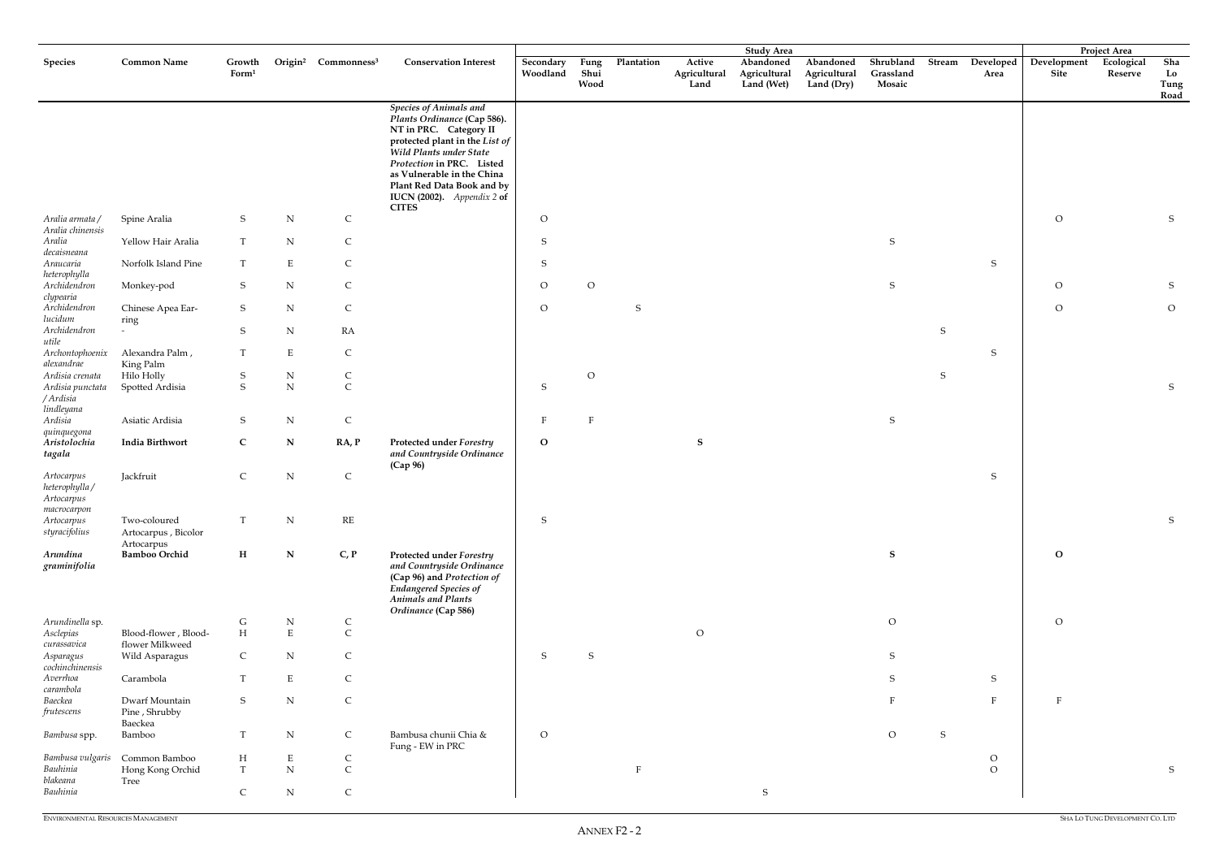| Species | Common Name | Growth Form[1] | Origin[2] | Commonness[3] | Conservation Interest | Study Area | | | | | | | | | Project Area | | |
|---|---|---|---|---|---|---|---|---|---|---|---|---|---|---|---|---|---|
| | | | | | | Secondary Woodland | Fung Shui Wood | Plantation | Active Agricultural Land | Abandoned Agricultural Land (Wet) | Abandoned Agricultural Land (Dry) | Shrubland Grassland Mosaic | Stream | Developed Area | Development Site | Ecological Reserve | Sha Lo Tung Road |
| | | | | | ***Species of Animals and Plants Ordinance* (Cap 586). NT in PRC. Category II protected plant in the *List of Wild Plants under State Protection* in PRC. Listed as Vulnerable in the China Plant Red Data Book and by IUCN (2002). *Appendix 2* of CITES** | | | | | | | | | | | | |
| *Aralia armata / Aralia chinensis* | Spine Aralia | S | N | C | | O | | | | | | | | | O | | S |
| *Aralia decaisneana* | Yellow Hair Aralia | T | N | C | | S | | | | | | S | | | | | |
| *Araucaria heterophylla* | Norfolk Island Pine | T | E | C | | S | | | | | | | | S | | | |
| *Archidendron clypearia* | Monkey-pod | S | N | C | | O | O | | | | | S | | | O | | S |
| *Archidendron lucidum* | Chinese Apea Ear-ring | S | N | C | | O | | S | | | | | | | O | | O |
| *Archidendron utile* | - | S | N | RA | | | | | | | | | S | | | | |
| *Archontophoenix alexandrae* | Alexandra Palm , King Palm | T | E | C | | | | | | | | | | S | | | |
| *Ardisia crenata* | Hilo Holly | S | N | C | | | O | | | | | | S | | | | |
| *Ardisia punctata / Ardisia lindleyana* | Spotted Ardisia | S | N | C | | S | | | | | | | | | | | S |
| *Ardisia quinquegona* | Asiatic Ardisia | S | N | C | | F | F | | | | | S | | | | | |
| ***Aristolochia tagala*** | **India Birthwort** | **C** | **N** | **RA, P** | **Protected under *Forestry and Countryside Ordinance* (Cap 96)** | **O** | | | **S** | | | | | | | | |
| *Artocarpus heterophylla / Artocarpus macrocarpon* | Jackfruit | C | N | C | | | | | | | | | | S | | | |
| *Artocarpus styracifolius* | Two-coloured Artocarpus , Bicolor Artocarpus | T | N | RE | | S | | | | | | | | | | | S |
| ***Arundina graminifolia*** | **Bamboo Orchid** | **H** | **N** | **C, P** | **Protected under *Forestry and Countryside Ordinance* (Cap 96) and *Protection of Endangered Species of Animals and Plants Ordinance* (Cap 586)** | | | | | | | **S** | | | **O** | | |
| *Arundinella* sp. | | G | N | C | | | | | | | | O | | | O | | |
| *Asclepias curassavica* | Blood-flower , Blood-flower Milkweed | H | E | C | | | | | O | | | | | | | | |
| *Asparagus cochinchinensis* | Wild Asparagus | C | N | C | | S | S | | | | | S | | | | | |
| *Averrhoa carambola* | Carambola | T | E | C | | | | | | | | S | | S | | | |
| *Baeckea frutescens* | Dwarf Mountain Pine , Shrubby Baeckea | S | N | C | | | | | | | | F | | F | F | | |
| *Bambusa* spp. | Bamboo | T | N | C | Bambusa chunii Chia & Fung - EW in PRC | O | | | | | | O | S | | | | |
| *Bambusa vulgaris* | Common Bamboo | H | E | C | | | | | | | | | | O | | | |
| *Bauhinia blakeana* | Hong Kong Orchid Tree | T | N | C | | | | F | | | | | | O | | | S |
| *Bauhinia* | | C | N | C | | | | | | S | | | | | | | |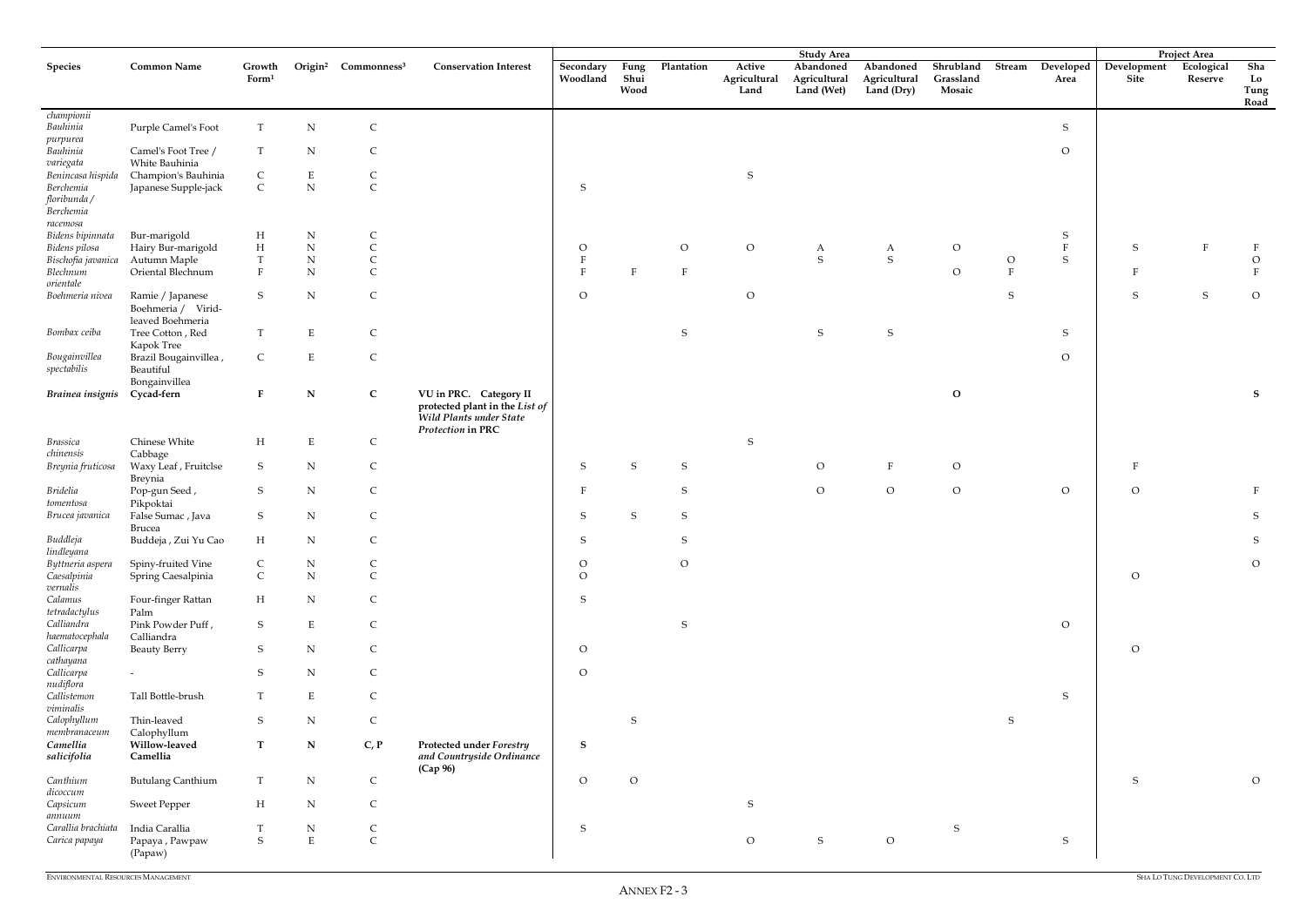| Species | Common Name | Growth Form[1] | Origin[2] | Commonness[3] | Conservation Interest | Study Area | | | | | | | | | Project Area | | |
|---|---|---|---|---|---|---|---|---|---|---|---|---|---|---|---|---|---|
| | | | | | | Secondary Woodland | Fung Shui Wood | Plantation | Active Agricultural Land | Abandoned Agricultural Land (Wet) | Abandoned Agricultural Land (Dry) | Shrubland Grassland Mosaic | Stream | Developed Area | Development Site | Ecological Reserve | Sha Lo Tung Road |
| *championii* | | | | | | | | | | | | | | | | | |
| *Bauhinia purpurea* | Purple Camel's Foot | T | N | C | | | | | | | | | | S | | | |
| *Bauhinia variegata* | Camel's Foot Tree / White Bauhinia | T | N | C | | | | | | | | | | O | | | |
| *Benincasa hispida* | Champion's Bauhinia | C | E | C | | | | | S | | | | | | | | |
| *Berchemia floribunda / Berchemia racemosa* | Japanese Supple-jack | C | N | C | | S | | | | | | | | | | | |
| *Bidens bipinnata* | Bur-marigold | H | N | C | | | | | | | | | | S | | | |
| *Bidens pilosa* | Hairy Bur-marigold | H | N | C | | O | | O | O | A | A | O | | F | S | F | F |
| *Bischofia javanica* | Autumn Maple | T | N | C | | F | | | | S | S | | O | S | | | O |
| *Blechnum orientale* | Oriental Blechnum | F | N | C | | F | F | F | | | | O | F | | F | | F |
| *Boehmeria nivea* | Ramie / Japanese Boehmeria / Virid-leaved Boehmeria | S | N | C | | O | | | O | | | | S | | S | S | O |
| *Bombax ceiba* | Tree Cotton , Red Kapok Tree | T | E | C | | | | S | | S | S | | | S | | | |
| *Bougainvillea spectabilis* | Brazil Bougainvillea , Beautiful Bongainvillea | C | E | C | | | | | | | | | | O | | | |
| ***Brainea insignis*** | **Cycad-fern** | **F** | **N** | **C** | **VU in PRC. Category II protected plant in the *List of Wild Plants under State Protection* in PRC** | | | | | | | **O** | | | | | **S** |
| *Brassica chinensis* | Chinese White Cabbage | H | E | C | | | | | S | | | | | | | | |
| *Breynia fruticosa* | Waxy Leaf , Fruitclse Breynia | S | N | C | | S | S | S | | O | F | O | | | F | | |
| *Bridelia tomentosa* | Pop-gun Seed , Pikpoktai | S | N | C | | F | | S | | O | O | O | | O | O | | F |
| *Brucea javanica* | False Sumac , Java Brucea | S | N | C | | S | S | S | | | | | | | | | S |
| *Buddleja lindleyana* | Buddeja , Zui Yu Cao | H | N | C | | S | | S | | | | | | | | | S |
| *Byttneria aspera* | Spiny-fruited Vine | C | N | C | | O | | O | | | | | | | | | O |
| *Caesalpinia vernalis* | Spring Caesalpinia | C | N | C | | O | | | | | | | | | O | | |
| *Calamus tetradactylus* | Four-finger Rattan Palm | H | N | C | | S | | | | | | | | | | | |
| *Calliandra haematocephala* | Pink Powder Puff , Calliandra | S | E | C | | | | S | | | | | | O | | | |
| *Callicarpa cathayana* | Beauty Berry | S | N | C | | O | | | | | | | | | O | | |
| *Callicarpa nudiflora* | - | S | N | C | | O | | | | | | | | | | | |
| *Callistemon viminalis* | Tall Bottle-brush | T | E | C | | | | | | | | | | S | | | |
| *Calophyllum membranaceum* | Thin-leaved Calophyllum | S | N | C | | | S | | | | | | S | | | | |
| ***Camellia salicifolia*** | **Willow-leaved Camellia** | **T** | **N** | **C, P** | **Protected under *Forestry and Countryside Ordinance* (Cap 96)** | **S** | | | | | | | | | | | |
| *Canthium dicoccum* | Butulang Canthium | T | N | C | | O | O | | | | | | | | S | | O |
| *Capsicum annuum* | Sweet Pepper | H | N | C | | | | | S | | | | | | | | |
| *Carallia brachiata* | India Carallia | T | N | C | | S | | | | | | S | | | | | |
| *Carica papaya* | Papaya , Pawpaw (Papaw) | S | E | C | | | | | O | S | O | | | S | | | |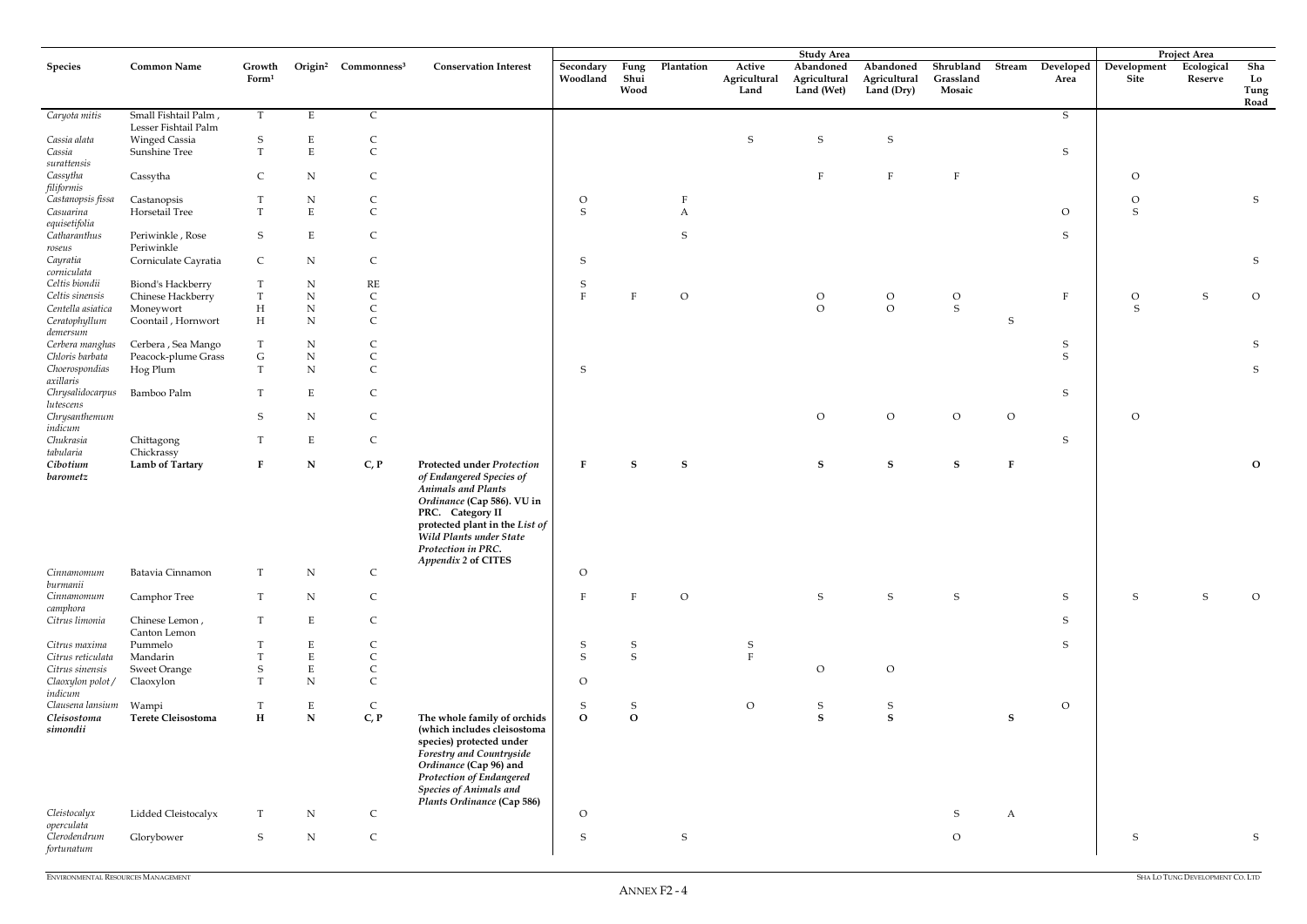| Species | Common Name | Growth Form[1] | Origin[2] | Commonness[3] | Conservation Interest | Study Area | | | | | | | | | Project Area | | |
|---|---|---|---|---|---|---|---|---|---|---|---|---|---|---|---|---|---|
| | | | | | | Secondary Woodland | Fung Shui Wood | Plantation | Active Agricultural Land | Abandoned Agricultural Land (Wet) | Abandoned Agricultural Land (Dry) | Shrubland Grassland Mosaic | Stream | Developed Area | Development Site | Ecological Reserve | Sha Lo Tung Road |
| *Caryota mitis* | Small Fishtail Palm , Lesser Fishtail Palm | T | E | C | | | | | | | | | | S | | | |
| *Cassia alata* | Winged Cassia | S | E | C | | | | | S | S | S | | | | | | |
| *Cassia surattensis* | Sunshine Tree | T | E | C | | | | | | | | | | S | | | |
| *Cassytha filiformis* | Cassytha | C | N | C | | | | | | F | F | F | | | O | | |
| *Castanopsis fissa* | Castanopsis | T | N | C | | O | | F | | | | | | | O | | S |
| *Casuarina equisetifolia* | Horsetail Tree | T | E | C | | S | | A | | | | | | O | S | | |
| *Catharanthus roseus* | Periwinkle , Rose Periwinkle | S | E | C | | | | S | | | | | | S | | | |
| *Cayratia corniculata* | Corniculate Cayratia | C | N | C | | S | | | | | | | | | | | S |
| *Celtis biondii* | Biond's Hackberry | T | N | RE | | S | | | | | | | | | | | |
| *Celtis sinensis* | Chinese Hackberry | T | N | C | | F | F | O | | O | O | O | | F | O | S | O |
| *Centella asiatica* | Moneywort | H | N | C | | | | | | O | O | S | | | S | | |
| *Ceratophyllum demersum* | Coontail , Hornwort | H | N | C | | | | | | | | | S | | | | |
| *Cerbera manghas* | Cerbera , Sea Mango | T | N | C | | | | | | | | | | S | | | S |
| *Chloris barbata* | Peacock-plume Grass | G | N | C | | | | | | | | | | S | | | |
| *Choerospondias axillaris* | Hog Plum | T | N | C | | S | | | | | | | | | | | S |
| *Chrysalidocarpus lutescens* | Bamboo Palm | T | E | C | | | | | | | | | | S | | | |
| *Chrysanthemum indicum* | | S | N | C | | | | | | O | O | O | O | | O | | |
| *Chukrasia tabularia* | Chittagong Chickrassy | T | E | C | | | | | | | | | | S | | | |
| ***Cibotium barometz*** | **Lamb of Tartary** | **F** | **N** | **C, P** | **Protected under *Protection of Endangered Species of Animals and Plants Ordinance* (Cap 586). VU in PRC. Category II protected plant in the *List of Wild Plants under State Protection in PRC*. *Appendix 2* of CITES** | **F** | **S** | **S** | | **S** | **S** | **S** | **F** | | | | **O** |
| *Cinnamomum burmanii* | Batavia Cinnamon | T | N | C | | O | | | | | | | | | | | |
| *Cinnamomum camphora* | Camphor Tree | T | N | C | | F | F | O | | S | S | S | | S | S | S | O |
| *Citrus limonia* | Chinese Lemon , Canton Lemon | T | E | C | | | | | | | | | | S | | | |
| *Citrus maxima* | Pummelo | T | E | C | | S | S | | S | | | | | S | | | |
| *Citrus reticulata* | Mandarin | T | E | C | | S | S | | F | | | | | | | | |
| *Citrus sinensis* | Sweet Orange | S | E | C | | | | | | O | O | | | | | | |
| *Claoxylon polot / indicum* | Claoxylon | T | N | C | | O | | | | | | | | | | | |
| *Clausena lansium* | Wampi | T | E | C | | S | S | | O | S | S | | | O | | | |
| ***Cleisostoma simondii*** | **Terete Cleisostoma** | **H** | **N** | **C, P** | **The whole family of orchids (which includes cleisostoma species) protected under *Forestry and Countryside Ordinance* (Cap 96) and *Protection of Endangered Species of Animals and Plants Ordinance* (Cap 586)** | **O** | **O** | | | **S** | **S** | | **S** | | | | |
| *Cleistocalyx operculata* | Lidded Cleistocalyx | T | N | C | | O | | | | | | S | A | | | | |
| *Clerodendrum fortunatum* | Glorybower | S | N | C | | S | | S | | | | O | | | S | | S |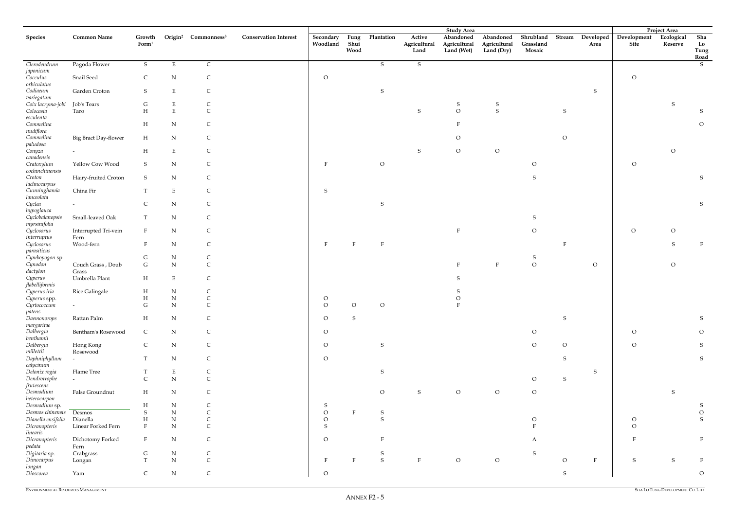| Species | Common Name | Growth Form[1] | Origin[2] | Commonness[3] | Conservation Interest | Study Area | | | | | | | | | Project Area | | |
|---|---|---|---|---|---|---|---|---|---|---|---|---|---|---|---|---|---|
| | | | | | | Secondary Woodland | Fung Shui Wood | Plantation | Active Agricultural Land | Abandoned Agricultural Land (Wet) | Abandoned Agricultural Land (Dry) | Shrubland Grassland Mosaic | Stream | Developed Area | Development Site | Ecological Reserve | Sha Lo Tung Road |
| *Clerodendrum japonicum* | Pagoda Flower | S | E | C | | | | S | S | | | | | | | | S |
| *Cocculus orbiculatus* | Snail Seed | C | N | C | | O | | | | | | | | | O | | |
| *Codiaeum variegatum* | Garden Croton | S | E | C | | | | S | | | | | | S | | | |
| *Coix lacryma-jobi* | Job's Tears | G | E | C | | | | | | S | S | | | | | S | |
| *Colocasia esculenta* | Taro | H | E | C | | | | | S | O | S | | S | | | | S |
| *Commelina nudiflora* | | H | N | C | | | | | | F | | | | | | | O |
| *Commelina paludosa* | Big Bract Day-flower | H | N | C | | | | | | O | | | O | | | | |
| *Conyza canadensis* | - | H | E | C | | | | | S | O | O | | | | | O | |
| *Cratoxylum cochinchinensis* | Yellow Cow Wood | S | N | C | | F | | O | | | | O | | | O | | |
| *Croton lachnocarpus* | Hairy-fruited Croton | S | N | C | | | | | | | | S | | | | | S |
| *Cunninghamia lanceolata* | China Fir | T | E | C | | S | | | | | | | | | | | |
| *Cyclea hypoglauca* | - | C | N | C | | | | S | | | | | | | | | S |
| *Cyclobalanopsis myrsinifolia* | Small-leaved Oak | T | N | C | | | | | | | | S | | | | | |
| *Cyclosorus interruptus* | Interrupted Tri-vein Fern | F | N | C | | | | | | F | | O | | | O | O | |
| *Cyclosorus parasiticus* | Wood-fern | F | N | C | | F | F | F | | | | | F | | | S | F |
| *Cymbopogon* sp. | | G | N | C | | | | | | | | S | | | | | |
| *Cynodon dactylon* | Couch Grass , Doub Grass | G | N | C | | | | | | F | F | O | | O | | O | |
| *Cyperus flabelliformis* | Umbrella Plant | H | E | C | | | | | | S | | | | | | | |
| *Cyperus iria* | Rice Galingale | H | N | C | | | | | | S | | | | | | | |
| *Cyperus* spp. | | H | N | C | | O | | | | O | | | | | | | |
| *Cyrtococcum patens* | - | G | N | C | | O | O | O | | F | | | | | | | |
| *Daemonorops margaritae* | Rattan Palm | H | N | C | | O | S | | | | | | S | | | | S |
| *Dalbergia benthamii* | Bentham's Rosewood | C | N | C | | O | | | | | | O | | | O | | O |
| *Dalbergia millettii* | Hong Kong Rosewood | C | N | C | | O | | S | | | | O | O | | O | | S |
| *Daphniphyllum calycinum* | - | T | N | C | | O | | | | | | | S | | | | S |
| *Delonix regia* | Flame Tree | T | E | C | | | | S | | | | | | S | | | |
| *Dendrotrophe frutescens* | - | C | N | C | | | | | | | | O | S | | | | |
| *Desmodium heterocarpon* | False Groundnut | H | N | C | | | | O | S | O | O | O | | | | S | |
| *Desmodium* sp. | | H | N | C | | S | | | | | | | | | | | S |
| *Desmos chinensis* | Desmos | S | N | C | | O | F | S | | | | | | | | | O |
| *Dianella ensifolia* | Dianella | H | N | C | | O | | S | | | | O | | | O | | S |
| *Dicranopteris linearis* | Linear Forked Fern | F | N | C | | S | | | | | | F | | | O | | |
| *Dicranopteris pedata* | Dichotomy Forked Fern | F | N | C | | O | | F | | | | A | | | F | | F |
| *Digitaria* sp. | Crabgrass | G | N | C | | | | S | | | | S | | | | | |
| *Dimocarpus longan* | Longan | T | N | C | | F | F | S | F | O | O | | O | F | S | S | F |
| *Dioscorea* | Yam | C | N | C | | O | | | | | | | S | | | | O |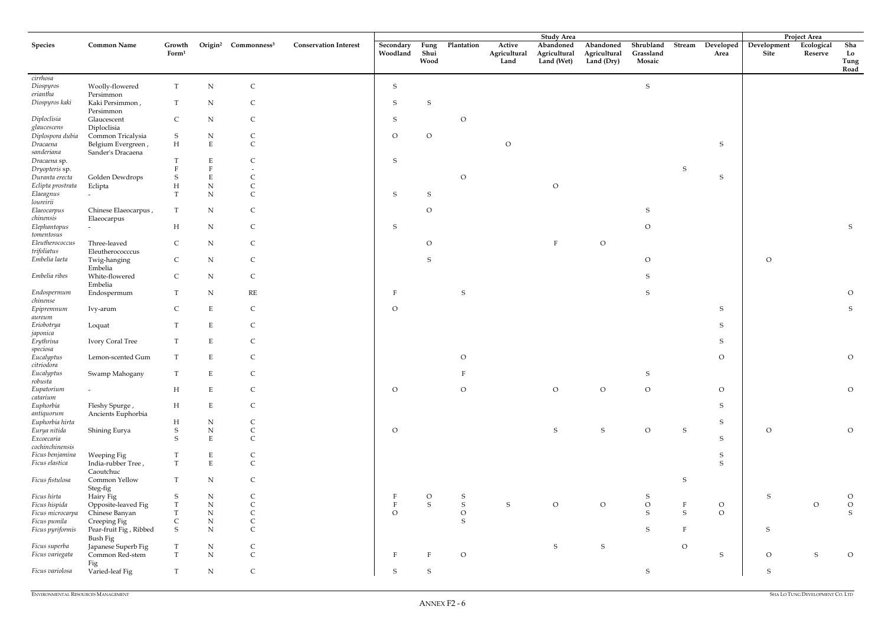| Species | Common Name | Growth Form[1] | Origin[2] | Commonness[3] | Conservation Interest | Study Area | | | | | | | | | Project Area | | |
|---|---|---|---|---|---|---|---|---|---|---|---|---|---|---|---|---|---|
| | | | | | | Secondary Woodland | Fung Shui Wood | Plantation | Active Agricultural Land | Abandoned Agricultural Land (Wet) | Abandoned Agricultural Land (Dry) | Shrubland Grassland Mosaic | Stream | Developed Area | Development Site | Ecological Reserve | Sha Lo Tung Road |
| *cirrhosa* | | | | | | | | | | | | | | | | | |
| *Diospyros eriantha* | Woolly-flowered Persimmon | T | N | C | | S | | | | | | S | | | | | |
| *Diospyros kaki* | Kaki Persimmon , Persimmon | T | N | C | | S | S | | | | | | | | | | |
| *Diploclisia glaucescens* | Glaucescent Diploclisia | C | N | C | | S | | O | | | | | | | | | |
| *Diplospora dubia* | Common Tricalysia | S | N | C | | O | O | | | | | | | | | | |
| *Dracaena sanderiana* | Belgium Evergreen , Sander's Dracaena | H | E | C | | | | | O | | | | | S | | | |
| *Dracaena* sp. | | T | E | C | | S | | | | | | | | | | | |
| *Dryopteris* sp. | | F | F | - | | | | | | | | | S | | | | |
| *Duranta erecta* | Golden Dewdrops | S | E | C | | | | O | | | | | | S | | | |
| *Eclipta prostrata* | Eclipta | H | N | C | | | | | | O | | | | | | | |
| *Elaeagnus loureirii* | - | T | N | C | | S | S | | | | | | | | | | |
| *Elaeocarpus chinensis* | Chinese Elaeocarpus , Elaeocarpus | T | N | C | | | O | | | | | S | | | | | |
| *Elephantopus tomentosus* | - | H | N | C | | S | | | | | | O | | | | | S |
| *Eleutherococcus trifoliatus* | Three-leaved Eleutherococccus | C | N | C | | | O | | | F | O | | | | | | |
| *Embelia laeta* | Twig-hanging Embelia | C | N | C | | | S | | | | | O | | | O | | |
| *Embelia ribes* | White-flowered Embelia | C | N | C | | | | | | | | S | | | | | |
| *Endospermum chinense* | Endospermum | T | N | RE | | F | | S | | | | S | | | | | O |
| *Epipremnum aureum* | Ivy-arum | C | E | C | | O | | | | | | | | S | | | S |
| *Eriobotrya japonica* | Loquat | T | E | C | | | | | | | | | | S | | | |
| *Erythrina speciosa* | Ivory Coral Tree | T | E | C | | | | | | | | | | S | | | |
| *Eucalyptus citriodora* | Lemon-scented Gum | T | E | C | | | | O | | | | | | O | | | O |
| *Eucalyptus robusta* | Swamp Mahogany | T | E | C | | | | F | | | | S | | | | | |
| *Eupatorium catarium* | - | H | E | C | | O | | O | | O | O | O | | O | | | O |
| *Euphorbia antiquorum* | Fleshy Spurge , Ancients Euphorbia | H | E | C | | | | | | | | | | S | | | |
| *Euphorbia hirta* | | H | N | C | | | | | | | | | | S | | | |
| *Eurya nitida* | Shining Eurya | S | N | C | | O | | | | S | S | O | S | | O | | O |
| *Excoecaria cochinchinensis* | | S | E | C | | | | | | | | | | S | | | |
| *Ficus benjamina* | Weeping Fig | T | E | C | | | | | | | | | | S | | | |
| *Ficus elastica* | India-rubber Tree , Caoutchuc | T | E | C | | | | | | | | | | S | | | |
| *Ficus fistulosa* | Common Yellow Steg-fig | T | N | C | | | | | | | | | S | | | | |
| *Ficus hirta* | Hairy Fig | S | N | C | | F | O | S | | | | S | | | S | | O |
| *Ficus hispida* | Opposite-leaved Fig | T | N | C | | F | S | S | S | O | O | O | F | O | | O | O |
| *Ficus microcarpa* | Chinese Banyan | T | N | C | | O | | O | | | | S | S | O | | | S |
| *Ficus pumila* | Creeping Fig | C | N | C | | | | S | | | | | | | | | |
| *Ficus pyriformis* | Pear-fruit Fig , Ribbed Bush Fig | S | N | C | | | | | | | | S | F | | S | | |
| *Ficus superba* | Japanese Superb Fig | T | N | C | | | | | | S | S | | O | | | | |
| *Ficus variegata* | Common Red-stem Fig | T | N | C | | F | F | O | | | | | | S | O | S | O |
| *Ficus variolosa* | Varied-leaf Fig | T | N | C | | S | S | | | | | S | | | S | | |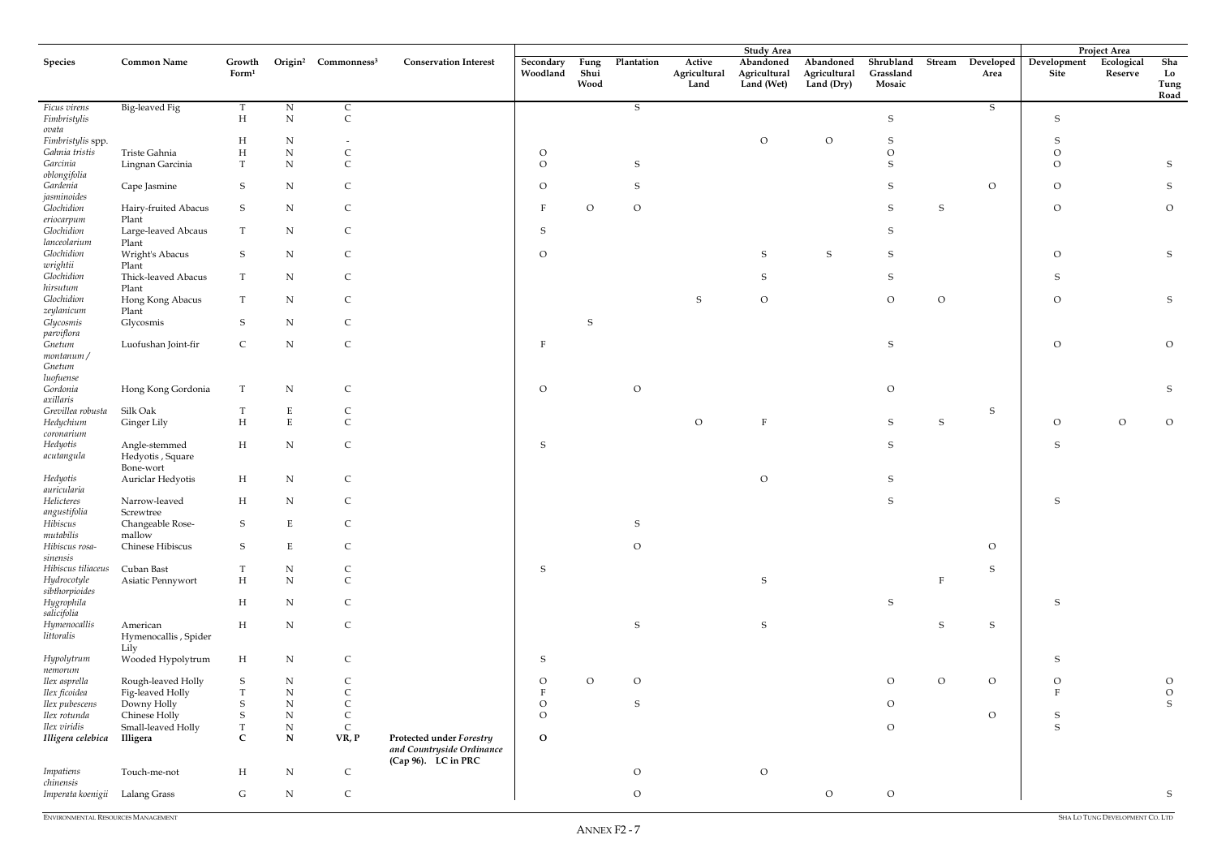| Species | Common Name | Growth Form[1] | Origin[2] | Commonness[3] | Conservation Interest | Study Area | | | | | | | | | Project Area | | |
|---|---|---|---|---|---|---|---|---|---|---|---|---|---|---|---|---|---|
| | | | | | | Secondary Woodland | Fung Shui Wood | Plantation | Active Agricultural Land | Abandoned Agricultural Land (Wet) | Abandoned Agricultural Land (Dry) | Shrubland Grassland Mosaic | Stream | Developed Area | Development Site | Ecological Reserve | Sha Lo Tung Road |
| *Ficus virens* | Big-leaved Fig | T | N | C | | | | S | | | | | | S | | | |
| *Fimbristylis ovata* | | H | N | C | | | | | | | | S | | | S | | |
| *Fimbristylis* spp. | | H | N | - | | | | | | O | O | S | | | S | | |
| *Gahnia tristis* | Triste Gahnia | H | N | C | | O | | | | | | O | | | O | | |
| *Garcinia oblongifolia* | Lingnan Garcinia | T | N | C | | O | | S | | | | S | | | O | | S |
| *Gardenia jasminoides* | Cape Jasmine | S | N | C | | O | | S | | | | S | | O | O | | S |
| *Glochidion eriocarpum* | Hairy-fruited Abacus Plant | S | N | C | | F | O | O | | | | S | S | | O | | O |
| *Glochidion lanceolarium* | Large-leaved Abcaus Plant | T | N | C | | S | | | | | | S | | | | | |
| *Glochidion wrightii* | Wright's Abacus Plant | S | N | C | | O | | | | S | S | S | | | O | | S |
| *Glochidion hirsutum* | Thick-leaved Abacus Plant | T | N | C | | | | | | S | | S | | | S | | |
| *Glochidion zeylanicum* | Hong Kong Abacus Plant | T | N | C | | | | | S | O | | O | O | | O | | S |
| *Glycosmis parviflora* | Glycosmis | S | N | C | | | S | | | | | | | | | | |
| *Gnetum montanum / Gnetum luofuense* | Luofushan Joint-fir | C | N | C | | F | | | | | | S | | | O | | O |
| *Gordonia axillaris* | Hong Kong Gordonia | T | N | C | | O | | O | | | | O | | | | | S |
| *Grevillea robusta* | Silk Oak | T | E | C | | | | | | | | | | S | | | |
| *Hedychium coronarium* | Ginger Lily | H | E | C | | | | | O | F | | S | S | | O | O | O |
| *Hedyotis acutangula* | Angle-stemmed Hedyotis , Square Bone-wort | H | N | C | | S | | | | | | S | | | S | | |
| *Hedyotis auricularia* | Auriclar Hedyotis | H | N | C | | | | | | O | | S | | | | | |
| *Helicteres angustifolia* | Narrow-leaved Screwtree | H | N | C | | | | | | | | S | | | S | | |
| *Hibiscus mutabilis* | Changeable Rose-mallow | S | E | C | | | | S | | | | | | | | | |
| *Hibiscus rosa-sinensis* | Chinese Hibiscus | S | E | C | | | | O | | | | | | O | | | |
| *Hibiscus tiliaceus* | Cuban Bast | T | N | C | | S | | | | | | | | S | | | |
| *Hydrocotyle sibthorpioides* | Asiatic Pennywort | H | N | C | | | | | | S | | | F | | | | |
| *Hygrophila salicifolia* | | H | N | C | | | | | | | | S | | | S | | |
| *Hymenocallis littoralis* | American Hymenocallis , Spider Lily | H | N | C | | | | S | | S | | | S | S | | | |
| *Hypolytrum nemorum* | Wooded Hypolytrum | H | N | C | | S | | | | | | | | | S | | |
| *Ilex asprella* | Rough-leaved Holly | S | N | C | | O | O | O | | | | O | O | O | O | | O |
| *Ilex ficoidea* | Fig-leaved Holly | T | N | C | | F | | | | | | | | | F | | O |
| *Ilex pubescens* | Downy Holly | S | N | C | | O | | S | | | | O | | | | | S |
| *Ilex rotunda* | Chinese Holly | S | N | C | | O | | | | | | | | O | S | | |
| *Ilex viridis* | Small-leaved Holly | T | N | C | | | | | | | | O | | | S | | |
| ***Illigera celebica*** | **Illigera** | **C** | **N** | **VR, P** | **Protected under *Forestry and Countryside Ordinance* (Cap 96). LC in PRC** | **O** | | | | | | | | | | | |
| *Impatiens chinensis* | Touch-me-not | H | N | C | | | | O | | O | | | | | | | |
| *Imperata koenigii* | Lalang Grass | G | N | C | | | | O | | | O | O | | | | | S |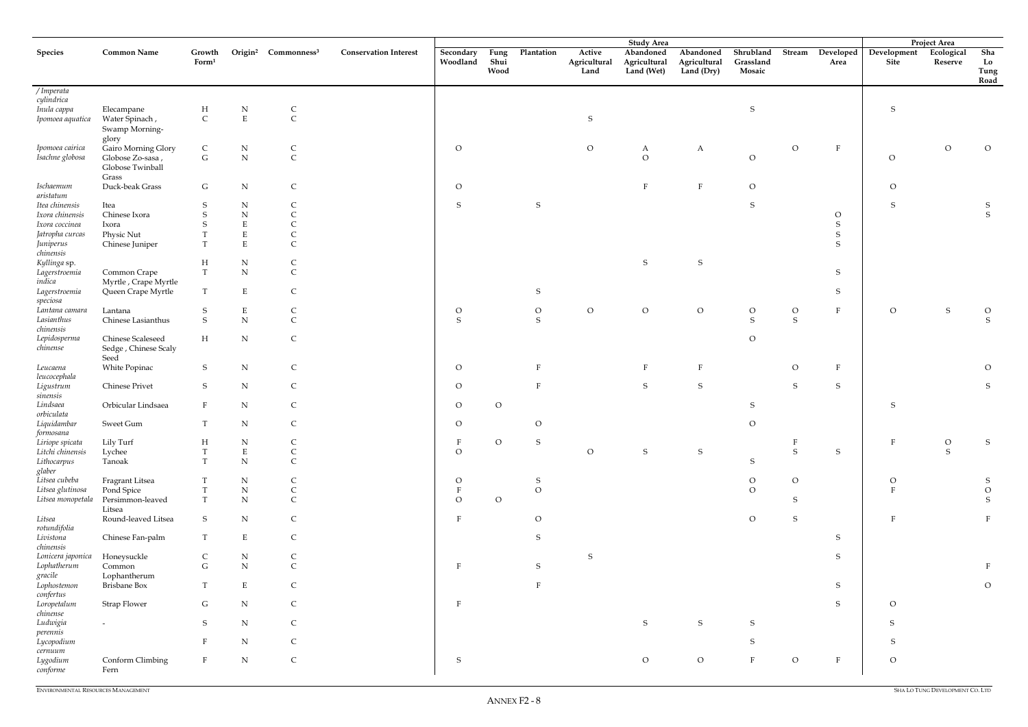| Species | Common Name | Growth Form[1] | Origin[2] | Commonness[3] | Conservation Interest | Study Area | | | | | | | | | Project Area | | |
|---|---|---|---|---|---|---|---|---|---|---|---|---|---|---|---|---|---|
| | | | | | | Secondary Woodland | Fung Shui Wood | Plantation | Active Agricultural Land | Abandoned Agricultural Land (Wet) | Abandoned Agricultural Land (Dry) | Shrubland Grassland Mosaic | Stream | Developed Area | Development Site | Ecological Reserve | Sha Lo Tung Road |
| */ Imperata cylindrica* | | | | | | | | | | | | | | | | | |
| *Inula cappa* | Elecampane | H | N | C | | | | | | | | S | | | S | | |
| *Ipomoea aquatica* | Water Spinach , Swamp Morning-glory | C | E | C | | | | | S | | | | | | | | |
| *Ipomoea cairica* | Gairo Morning Glory | C | N | C | | O | | | O | A | A | | O | F | | O | O |
| *Isachne globosa* | Globose Zo-sasa , Globose Twinball Grass | G | N | C | | | | | | O | | O | | | O | | |
| *Ischaemum aristatum* | Duck-beak Grass | G | N | C | | O | | | | F | F | O | | | O | | |
| *Itea chinensis* | Itea | S | N | C | | S | | S | | | | S | | | S | | S |
| *Ixora chinensis* | Chinese Ixora | S | N | C | | | | | | | | | | O | | | S |
| *Ixora coccinea* | Ixora | S | E | C | | | | | | | | | | S | | | |
| *Jatropha curcas* | Physic Nut | T | E | C | | | | | | | | | | S | | | |
| *Juniperus chinensis* | Chinese Juniper | T | E | C | | | | | | | | | | S | | | |
| *Kyllinga* sp. | | H | N | C | | | | | | S | S | | | | | | |
| *Lagerstroemia indica* | Common Crape Myrtle , Crape Myrtle | T | N | C | | | | | | | | | | S | | | |
| *Lagerstroemia speciosa* | Queen Crape Myrtle | T | E | C | | | | S | | | | | | S | | | |
| *Lantana camara* | Lantana | S | E | C | | O | | O | O | O | O | O | O | F | O | S | O |
| *Lasianthus chinensis* | Chinese Lasianthus | S | N | C | | S | | S | | | | S | S | | | | S |
| *Lepidosperma chinense* | Chinese Scaleseed Sedge , Chinese Scaly Seed | H | N | C | | | | | | | | O | | | | | |
| *Leucaena leucocephala* | White Popinac | S | N | C | | O | | F | | F | F | | O | F | | | O |
| *Ligustrum sinensis* | Chinese Privet | S | N | C | | O | | F | | S | S | | S | S | | | S |
| *Lindsaea orbiculata* | Orbicular Lindsaea | F | N | C | | O | O | | | | | S | | | S | | |
| *Liquidambar formosana* | Sweet Gum | T | N | C | | O | | O | | | | O | | | | | |
| *Liriope spicata* | Lily Turf | H | N | C | | F | O | S | | | | | F | | F | O | S |
| *Litchi chinensis* | Lychee | T | E | C | | O | | | O | S | S | | S | S | | S | |
| *Lithocarpus glaber* | Tanoak | T | N | C | | | | | | | | S | | | | | |
| *Litsea cubeba* | Fragrant Litsea | T | N | C | | O | | S | | | | O | O | | O | | S |
| *Litsea glutinosa* | Pond Spice | T | N | C | | F | | O | | | | O | | | F | | O |
| *Litsea monopetala* | Persimmon-leaved Litsea | T | N | C | | O | O | | | | | | S | | | | S |
| *Litsea rotundifolia* | Round-leaved Litsea | S | N | C | | F | | O | | | | O | S | | F | | F |
| *Livistona chinensis* | Chinese Fan-palm | T | E | C | | | | S | | | | | | S | | | |
| *Lonicera japonica* | Honeysuckle | C | N | C | | | | | S | | | | | S | | | |
| *Lophatherum gracile* | Common Lophantherum | G | N | C | | F | | S | | | | | | | | | F |
| *Lophostemon confertus* | Brisbane Box | T | E | C | | | | F | | | | | | S | | | O |
| *Loropetalum chinense* | Strap Flower | G | N | C | | F | | | | | | | | S | O | | |
| *Ludwigia perennis* | - | S | N | C | | | | | | S | S | S | | | S | | |
| *Lycopodium cernuum* | | F | N | C | | | | | | | | S | | | S | | |
| *Lygodium conforme* | Conform Climbing Fern | F | N | C | | S | | | | O | O | F | O | F | O | | |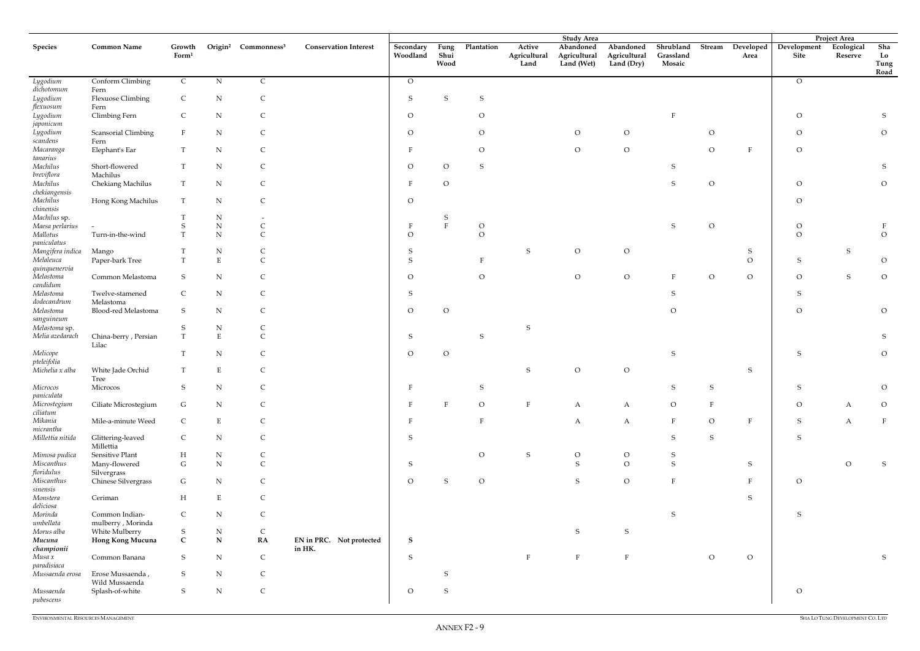| Species | Common Name | Growth Form[1] | Origin[2] | Commonness[3] | Conservation Interest | Study Area | | | | | | | | | Project Area | | |
|---|---|---|---|---|---|---|---|---|---|---|---|---|---|---|---|---|---|
| | | | | | | Secondary Woodland | Fung Shui Wood | Plantation | Active Agricultural Land | Abandoned Agricultural Land (Wet) | Abandoned Agricultural Land (Dry) | Shrubland Grassland Mosaic | Stream | Developed Area | Development Site | Ecological Reserve | Sha Lo Tung Road |
| *Lygodium dichotomum* | Conform Climbing Fern | C | N | C | | O | | | | | | | | | O | | |
| *Lygodium flexuosum* | Flexuose Climbing Fern | C | N | C | | S | S | S | | | | | | | | | |
| *Lygodium japonicum* | Climbing Fern | C | N | C | | O | | O | | | | F | | | O | | S |
| *Lygodium scandens* | Scansorial Climbing Fern | F | N | C | | O | | O | | O | O | | O | | O | | O |
| *Macaranga tanarius* | Elephant's Ear | T | N | C | | F | | O | | O | O | | O | F | O | | |
| *Machilus breviflora* | Short-flowered Machilus | T | N | C | | O | O | S | | | | S | | | | | S |
| *Machilus chekiangensis* | Chekiang Machilus | T | N | C | | F | O | | | | | S | O | | O | | O |
| *Machilus chinensis* | Hong Kong Machilus | T | N | C | | O | | | | | | | | | O | | |
| *Machilus* sp. | | T | N | - | | | S | | | | | | | | | | |
| *Maesa perlarius* | - | S | N | C | | F | F | O | | | | S | O | | O | | F |
| *Mallotus paniculatus* | Turn-in-the-wind | T | N | C | | O | | O | | | | | | | O | | O |
| *Mangifera indica* | Mango | T | N | C | | S | | | S | O | O | | | S | | S | |
| *Melaleuca quinquenervia* | Paper-bark Tree | T | E | C | | S | | F | | | | | | O | S | | O |
| *Melastoma candidum* | Common Melastoma | S | N | C | | O | | O | | O | O | F | O | O | O | S | O |
| *Melastoma dodecandrum* | Twelve-stamened Melastoma | C | N | C | | S | | | | | | S | | | S | | |
| *Melastoma sanguineum* | Blood-red Melastoma | S | N | C | | O | O | | | | | O | | | O | | O |
| *Melastoma* sp. | | S | N | C | | | | | S | | | | | | | | |
| *Melia azedarach* | China-berry , Persian Lilac | T | E | C | | S | | S | | | | | | | | | S |
| *Melicope pteleifolia* | | T | N | C | | O | O | | | | | S | | | S | | O |
| *Michelia x alba* | White Jade Orchid Tree | T | E | C | | | | | S | O | O | | | S | | | |
| *Microcos paniculata* | Microcos | S | N | C | | F | | S | | | | S | S | | S | | O |
| *Microstegium ciliatum* | Ciliate Microstegium | G | N | C | | F | F | O | F | A | A | O | F | | O | A | O |
| *Mikania micrantha* | Mile-a-minute Weed | C | E | C | | F | | F | | A | A | F | O | F | S | A | F |
| *Millettia nitida* | Glittering-leaved Millettia | C | N | C | | S | | | | | | S | S | | S | | |
| *Mimosa pudica* | Sensitive Plant | H | N | C | | | | O | S | O | O | S | | | | | |
| *Miscanthus floridulus* | Many-flowered Silvergrass | G | N | C | | S | | | | S | O | S | | S | | O | S |
| *Miscanthus sinensis* | Chinese Silvergrass | G | N | C | | O | S | O | | S | O | F | | F | O | | |
| *Monstera deliciosa* | Ceriman | H | E | C | | | | | | | | | | S | | | |
| *Morinda umbellata* | Common Indian-mulberry , Morinda | C | N | C | | | | | | | | S | | | S | | |
| *Morus alba* | White Mulberry | S | N | C | | | | | | S | S | | | | | | |
| ***Mucuna championii*** | **Hong Kong Mucuna** | **C** | **N** | **RA** | EN in PRC. Not protected in HK. | **S** | | | | | | | | | | | |
| *Musa x paradisiaca* | Common Banana | S | N | C | | S | | | F | F | F | | O | O | | | S |
| *Mussaenda erosa* | Erose Mussaenda , Wild Mussaenda | S | N | C | | | S | | | | | | | | | | |
| *Mussaenda pubescens* | Splash-of-white | S | N | C | | O | S | | | | | | | | O | | |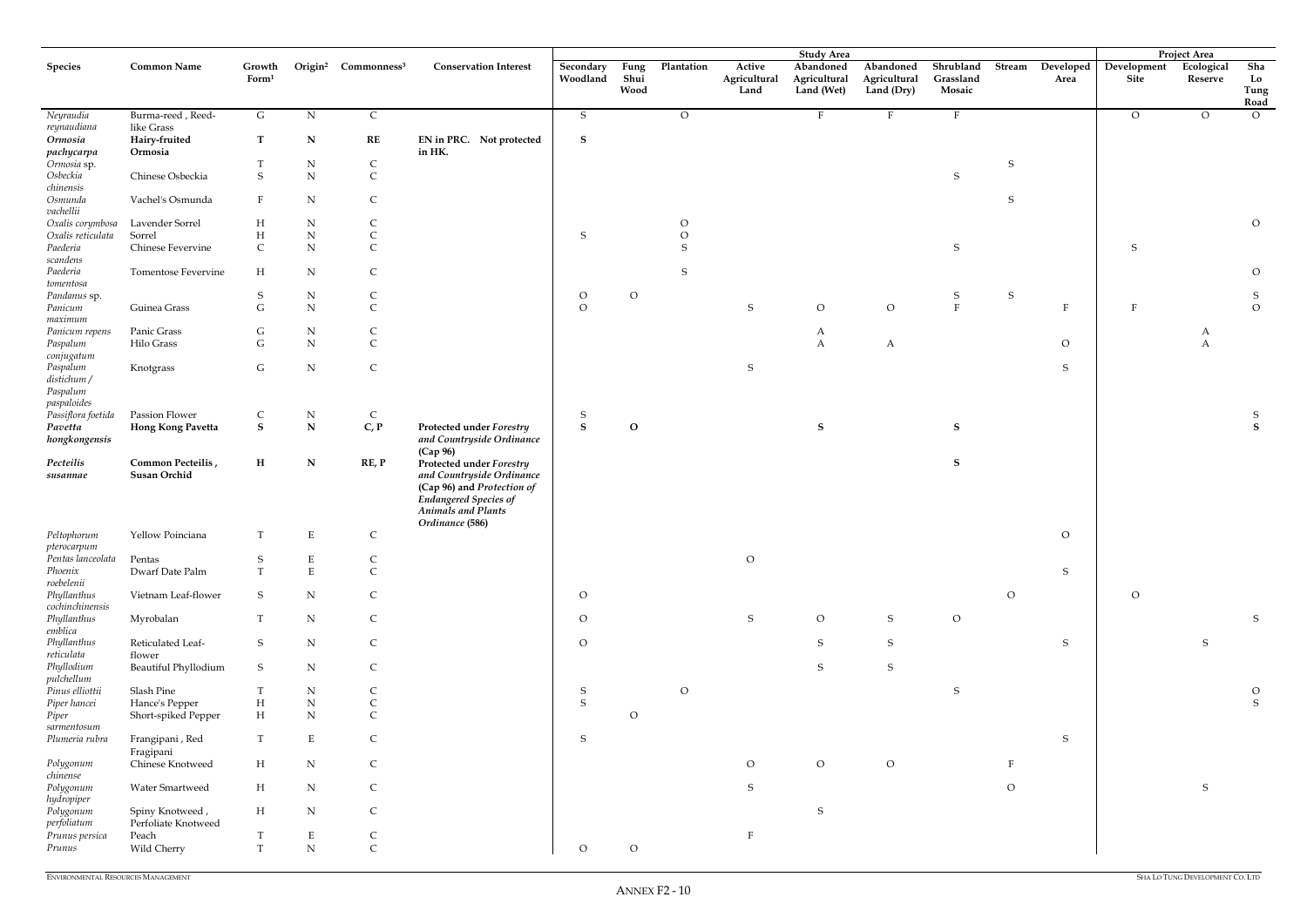| Species | Common Name | Growth Form[1] | Origin[2] | Commonness[3] | Conservation Interest | Study Area | | | | | | | | | Project Area | | |
|---|---|---|---|---|---|---|---|---|---|---|---|---|---|---|---|---|---|
| | | | | | | Secondary Woodland | Fung Shui Wood | Plantation | Active Agricultural Land | Abandoned Agricultural Land (Wet) | Abandoned Agricultural Land (Dry) | Shrubland Grassland Mosaic | Stream | Developed Area | Development Site | Ecological Reserve | Sha Lo Tung Road |
| *Neyraudia reynaudiana* | Burma-reed , Reed-like Grass | G | N | C | | S | | O | | F | F | F | | | O | O | O |
| ***Ormosia pachycarpa*** | **Hairy-fruited Ormosia** | **T** | **N** | **RE** | **EN in PRC. Not protected in HK.** | **S** | | | | | | | | | | | |
| *Ormosia* sp. | | T | N | C | | | | | | | | | S | | | | |
| *Osbeckia chinensis* | Chinese Osbeckia | S | N | C | | | | | | | | S | | | | | |
| *Osmunda vachellii* | Vachel's Osmunda | F | N | C | | | | | | | | | S | | | | |
| *Oxalis corymbosa* | Lavender Sorrel | H | N | C | | | | O | | | | | | | | | O |
| *Oxalis reticulata* | Sorrel | H | N | C | | S | | O | | | | | | | | | |
| *Paederia scandens* | Chinese Fevervine | C | N | C | | | | S | | | | S | | | S | | |
| *Paederia tomentosa* | Tomentose Fevervine | H | N | C | | | | S | | | | | | | | | O |
| *Pandanus* sp. | | S | N | C | | O | O | | | | | S | S | | | | S |
| *Panicum maximum* | Guinea Grass | G | N | C | | O | | | S | O | O | F | | F | F | | O |
| *Panicum repens* | Panic Grass | G | N | C | | | | | | A | | | | | | A | |
| *Paspalum conjugatum* | Hilo Grass | G | N | C | | | | | | A | A | | | O | | A | |
| *Paspalum distichum / Paspalum paspaloides* | Knotgrass | G | N | C | | | | | S | | | | | S | | | |
| *Passiflora foetida* | Passion Flower | C | N | C | | S | | | | | | | | | | | S |
| ***Pavetta hongkongensis*** | **Hong Kong Pavetta** | **S** | **N** | **C, P** | **Protected under *Forestry and Countryside Ordinance* (Cap 96)** | **S** | **O** | | | **S** | | **S** | | | | | **S** |
| ***Pecteilis susannae*** | **Common Pecteilis , Susan Orchid** | **H** | **N** | **RE, P** | **Protected under *Forestry and Countryside Ordinance* (Cap 96) and *Protection of Endangered Species of Animals and Plants Ordinance* (586)** | | | | | | | **S** | | | | | |
| *Peltophorum pterocarpum* | Yellow Poinciana | T | E | C | | | | | | | | | | O | | | |
| *Pentas lanceolata* | Pentas | S | E | C | | | | | O | | | | | | | | |
| *Phoenix roebelenii* | Dwarf Date Palm | T | E | C | | | | | | | | | | S | | | |
| *Phyllanthus cochinchinensis* | Vietnam Leaf-flower | S | N | C | | O | | | | | | | O | | O | | |
| *Phyllanthus emblica* | Myrobalan | T | N | C | | O | | | S | O | S | O | | | | | S |
| *Phyllanthus reticulata* | Reticulated Leaf-flower | S | N | C | | O | | | | S | S | | | S | | S | |
| *Phyllodium pulchellum* | Beautiful Phyllodium | S | N | C | | | | | | S | S | | | | | | |
| *Pinus elliottii* | Slash Pine | T | N | C | | S | | O | | | | S | | | | | O |
| *Piper hancei* | Hance's Pepper | H | N | C | | S | | | | | | | | | | | S |
| *Piper sarmentosum* | Short-spiked Pepper | H | N | C | | | O | | | | | | | | | | |
| *Plumeria rubra* | Frangipani , Red Fragipani | T | E | C | | S | | | | | | | | S | | | |
| *Polygonum chinense* | Chinese Knotweed | H | N | C | | | | | O | O | O | | F | | | | |
| *Polygonum hydropiper* | Water Smartweed | H | N | C | | | | | S | | | | O | | | S | |
| *Polygonum perfoliatum* | Spiny Knotweed , Perfoliate Knotweed | H | N | C | | | | | | S | | | | | | | |
| *Prunus persica* | Peach | T | E | C | | | | | F | | | | | | | | |
| *Prunus* | Wild Cherry | T | N | C | | O | O | | | | | | | | | | |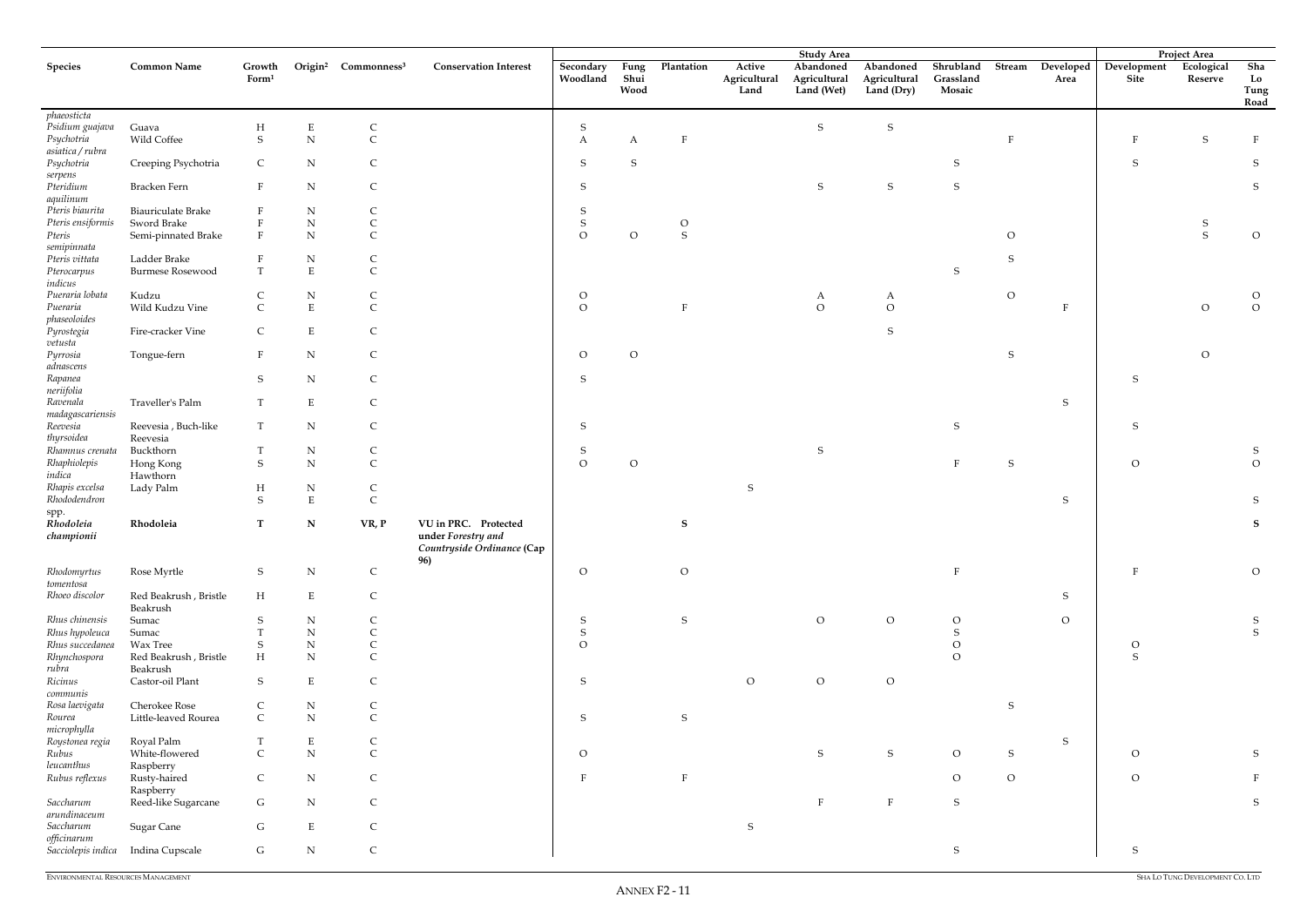| Species | Common Name | Growth Form[1] | Origin[2] | Commonness[3] | Conservation Interest | Study Area | | | | | | | | | Project Area | | |
|---|---|---|---|---|---|---|---|---|---|---|---|---|---|---|---|---|---|
| | | | | | | Secondary Woodland | Fung Shui Wood | Plantation | Active Agricultural Land | Abandoned Agricultural Land (Wet) | Abandoned Agricultural Land (Dry) | Shrubland Grassland Mosaic | Stream | Developed Area | Development Site | Ecological Reserve | Sha Lo Tung Road |
| *phaeosticta* | | | | | | | | | | | | | | | | | |
| *Psidium guajava* | Guava | H | E | C | | S | | | | S | S | | | | | | |
| *Psychotria asiatica / rubra* | Wild Coffee | S | N | C | | A | A | F | | | | | F | | F | S | F |
| *Psychotria serpens* | Creeping Psychotria | C | N | C | | S | S | | | | | S | | | S | | S |
| *Pteridium aquilinum* | Bracken Fern | F | N | C | | S | | | | S | S | S | | | | | S |
| *Pteris biaurita* | Biauriculate Brake | F | N | C | | S | | | | | | | | | | | |
| *Pteris ensiformis* | Sword Brake | F | N | C | | S | | O | | | | | | | | S | |
| *Pteris semipinnata* | Semi-pinnated Brake | F | N | C | | O | O | S | | | | | O | | | S | O |
| *Pteris vittata* | Ladder Brake | F | N | C | | | | | | | | | S | | | | |
| *Pterocarpus indicus* | Burmese Rosewood | T | E | C | | | | | | | | S | | | | | |
| *Pueraria lobata* | Kudzu | C | N | C | | O | | | | A | A | | O | | | | O |
| *Pueraria phaseoloides* | Wild Kudzu Vine | C | E | C | | O | | F | | O | O | | | F | | O | O |
| *Pyrostegia vetusta* | Fire-cracker Vine | C | E | C | | | | | | | S | | | | | | |
| *Pyrrosia adnascens* | Tongue-fern | F | N | C | | O | O | | | | | | S | | | O | |
| *Rapanea neriifolia* | | S | N | C | | S | | | | | | | | | S | | |
| *Ravenala madagascariensis* | Traveller's Palm | T | E | C | | | | | | | | | | S | | | |
| *Reevesia thyrsoidea* | Reevesia , Buch-like Reevesia | T | N | C | | S | | | | | | S | | | S | | |
| *Rhamnus crenata* | Buckthorn | T | N | C | | S | | | | S | | | | | | | S |
| *Rhaphiolepis indica* | Hong Kong Hawthorn | S | N | C | | O | O | | | | | F | S | | O | | O |
| *Rhapis excelsa* | Lady Palm | H | N | C | | | | | S | | | | | | | | |
| *Rhododendron* spp. | | S | E | C | | | | | | | | | | S | | | S |
| ***Rhodoleia championii*** | **Rhodoleia** | **T** | **N** | **VR, P** | **VU in PRC. Protected under *Forestry and Countryside Ordinance* (Cap 96)** | | | **S** | | | | | | | | | **S** |
| *Rhodomyrtus tomentosa* | Rose Myrtle | S | N | C | | O | | O | | | | F | | | F | | O |
| *Rhoeo discolor* | Red Beakrush , Bristle Beakrush | H | E | C | | | | | | | | | | S | | | |
| *Rhus chinensis* | Sumac | S | N | C | | S | | S | | O | O | O | | O | | | S |
| *Rhus hypoleuca* | Sumac | T | N | C | | S | | | | | | S | | | | | S |
| *Rhus succedanea* | Wax Tree | S | N | C | | O | | | | | | O | | | O | | |
| *Rhynchospora rubra* | Red Beakrush , Bristle Beakrush | H | N | C | | | | | | | | O | | | S | | |
| *Ricinus communis* | Castor-oil Plant | S | E | C | | S | | | O | O | O | | | | | | |
| *Rosa laevigata* | Cherokee Rose | C | N | C | | | | | | | | | S | | | | |
| *Rourea microphylla* | Little-leaved Rourea | C | N | C | | S | | S | | | | | | | | | |
| *Roystonea regia* | Royal Palm | T | E | C | | | | | | | | | | S | | | |
| *Rubus leucanthus* | White-flowered Raspberry | C | N | C | | O | | | | S | S | O | S | | O | | S |
| *Rubus reflexus* | Rusty-haired Raspberry | C | N | C | | F | | F | | | | O | O | | O | | F |
| *Saccharum arundinaceum* | Reed-like Sugarcane | G | N | C | | | | | | F | F | S | | | | | S |
| *Saccharum officinarum* | Sugar Cane | G | E | C | | | | | S | | | | | | | | |
| *Sacciolepis indica* | Indina Cupscale | G | N | C | | | | | | | | S | | | S | | |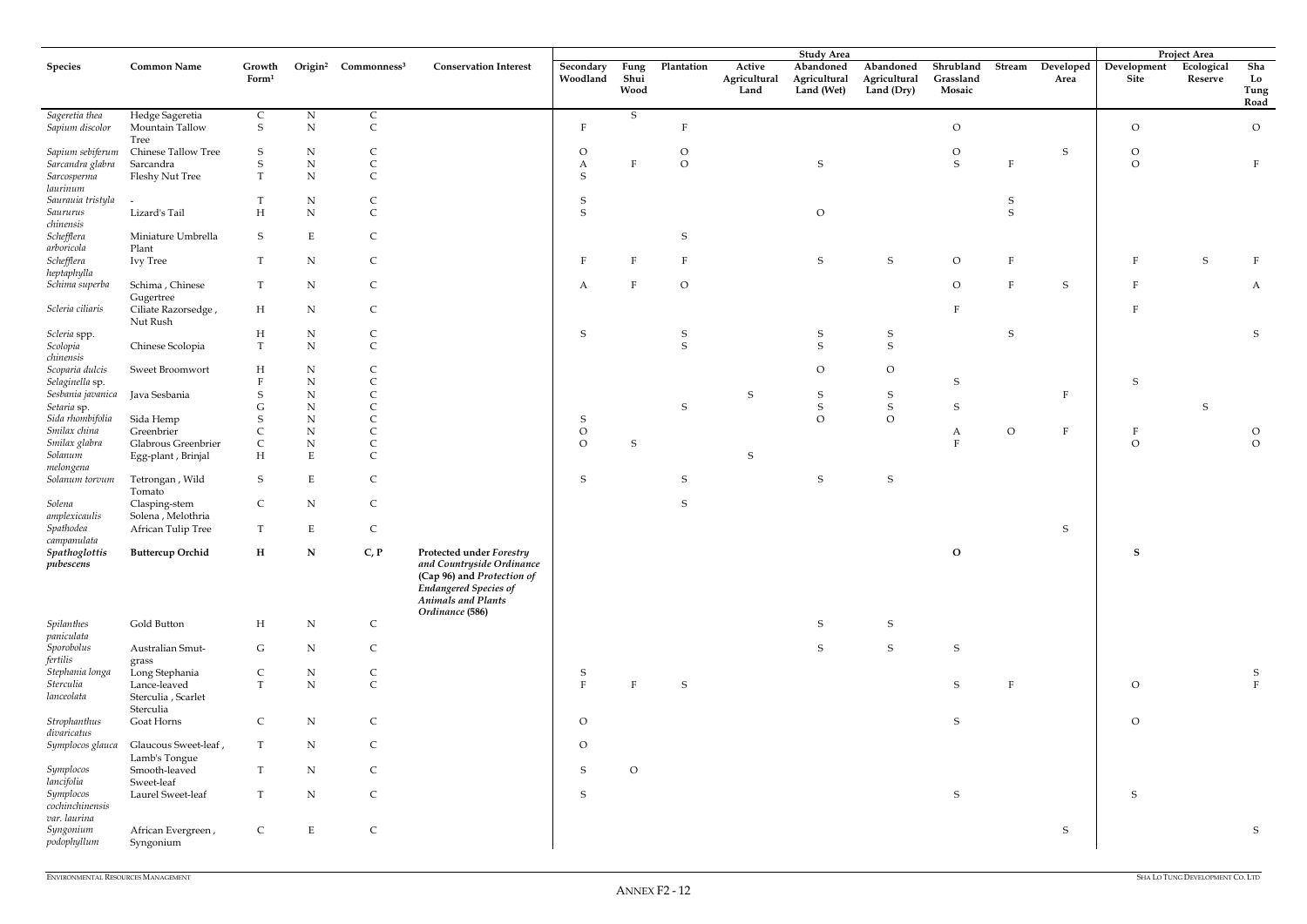| Species | Common Name | Growth Form[1] | Origin[2] | Commonness[3] | Conservation Interest | Study Area | | | | | | | | | Project Area | | |
|---|---|---|---|---|---|---|---|---|---|---|---|---|---|---|---|---|---|
| | | | | | | Secondary Woodland | Fung Shui Wood | Plantation | Active Agricultural Land | Abandoned Agricultural Land (Wet) | Abandoned Agricultural Land (Dry) | Shrubland Grassland Mosaic | Stream | Developed Area | Development Site | Ecological Reserve | Sha Lo Tung Road |
| *Sageretia thea* | Hedge Sageretia | C | N | C | | | S | | | | | | | | | | |
| *Sapium discolor* | Mountain Tallow Tree | S | N | C | | F | | F | | | | O | | | O | | O |
| *Sapium sebiferum* | Chinese Tallow Tree | S | N | C | | O | | O | | | | O | | S | O | | |
| *Sarcandra glabra* | Sarcandra | S | N | C | | A | F | O | | S | | S | F | | O | | F |
| *Sarcosperma laurinum* | Fleshy Nut Tree | T | N | C | | S | | | | | | | | | | | |
| *Saurauia tristyla* | - | T | N | C | | S | | | | | | | S | | | | |
| *Saururus chinensis* | Lizard's Tail | H | N | C | | S | | | | O | | | S | | | | |
| *Schefflera arboricola* | Miniature Umbrella Plant | S | E | C | | | | S | | | | | | | | | |
| *Schefflera heptaphylla* | Ivy Tree | T | N | C | | F | F | F | | S | S | O | F | | F | S | F |
| *Schima superba* | Schima , Chinese Gugertree | T | N | C | | A | F | O | | | | O | F | S | F | | A |
| *Scleria ciliaris* | Ciliate Razorsedge , Nut Rush | H | N | C | | | | | | | | F | | | F | | |
| *Scleria* spp. | | H | N | C | | S | | S | | S | S | | S | | | | S |
| *Scolopia chinensis* | Chinese Scolopia | T | N | C | | | | S | | S | S | | | | | | |
| *Scoparia dulcis* | Sweet Broomwort | H | N | C | | | | | | O | O | | | | | | |
| *Selaginella* sp. | | F | N | C | | | | | | | | S | | | S | | |
| *Sesbania javanica* | Java Sesbania | S | N | C | | | | | S | S | S | | | F | | | |
| *Setaria* sp. | | G | N | C | | | | S | | S | S | S | | | | S | |
| *Sida rhombifolia* | Sida Hemp | S | N | C | | S | | | | O | O | | | | | | |
| *Smilax china* | Greenbrier | C | N | C | | O | | | | | | A | O | F | F | | O |
| *Smilax glabra* | Glabrous Greenbrier | C | N | C | | O | S | | | | | F | | | O | | O |
| *Solanum melongena* | Egg-plant , Brinjal | H | E | C | | | | | S | | | | | | | | |
| *Solanum torvum* | Tetrongan , Wild Tomato | S | E | C | | S | | S | | S | S | | | | | | |
| *Solena amplexicaulis* | Clasping-stem Solena , Melothria | C | N | C | | | | S | | | | | | | | | |
| *Spathodea campanulata* | African Tulip Tree | T | E | C | | | | | | | | | | S | | | |
| ***Spathoglottis pubescens*** | **Buttercup Orchid** | **H** | **N** | **C, P** | **Protected under *Forestry and Countryside Ordinance* (Cap 96) and *Protection of Endangered Species of Animals and Plants Ordinance* (586)** | | | | | | | **O** | | | **S** | | |
| *Spilanthes paniculata* | Gold Button | H | N | C | | | | | | S | S | | | | | | |
| *Sporobolus fertilis* | Australian Smut-grass | G | N | C | | | | | | S | S | S | | | | | |
| *Stephania longa* | Long Stephania | C | N | C | | S | | | | | | | | | | | S |
| *Sterculia lanceolata* | Lance-leaved Sterculia , Scarlet Sterculia | T | N | C | | F | F | S | | | | S | F | | O | | F |
| *Strophanthus divaricatus* | Goat Horns | C | N | C | | O | | | | | | S | | | O | | |
| *Symplocos glauca* | Glaucous Sweet-leaf , Lamb's Tongue | T | N | C | | O | | | | | | | | | | | |
| *Symplocos lancifolia* | Smooth-leaved Sweet-leaf | T | N | C | | S | O | | | | | | | | | | |
| *Symplocos cochinchinensis var. laurina* | Laurel Sweet-leaf | T | N | C | | S | | | | | | S | | | S | | |
| *Syngonium podophyllum* | African Evergreen , Syngonium | C | E | C | | | | | | | | | | S | | | S |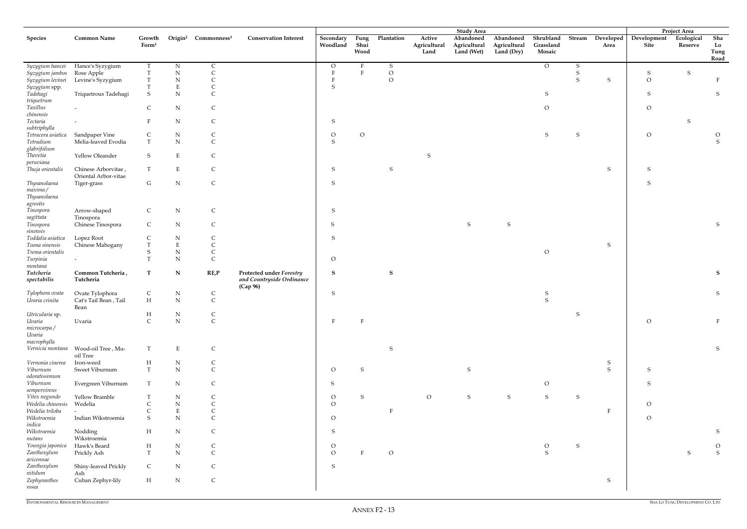| Species | Common Name | Growth Form[1] | Origin[2] | Commonness[3] | Conservation Interest | Study Area | | | | | | | | | Project Area | | |
|---|---|---|---|---|---|---|---|---|---|---|---|---|---|---|---|---|---|
| | | | | | | Secondary Woodland | Fung Shui Wood | Plantation | Active Agricultural Land | Abandoned Agricultural Land (Wet) | Abandoned Agricultural Land (Dry) | Shrubland Grassland Mosaic | Stream | Developed Area | Development Site | Ecological Reserve | Sha Lo Tung Road |
| *Syzygium hancei* | Hance's Syzygium | T | N | C | | O | F | S | | | | O | S | | | | |
| *Syzygium jambos* | Rose Apple | T | N | C | | F | F | O | | | | | S | | S | S | |
| *Syzygium levinei* | Levine's Syzygium | T | N | C | | F | | O | | | | | S | S | O | | F |
| *Syzygium* spp. | | T | E | C | | S | | | | | | | | | | | |
| *Tadehagi triquetrum* | Triquetrous Tadehagi | S | N | C | | | | | | | | S | | | S | | S |
| *Taxillus chinensis* | - | C | N | C | | | | | | | | O | | | O | | |
| *Tectaria subtriphylla* | - | F | N | C | | S | | | | | | | | | | S | |
| *Tetracera asiatica* | Sandpaper Vine | C | N | C | | O | O | | | | | S | S | | O | | O |
| *Tetradium glabrifolium* | Melia-leaved Evodia | T | N | C | | S | | | | | | | | | | | S |
| *Thevetia peruviana* | Yellow Oleander | S | E | C | | | | | S | | | | | | | | |
| *Thuja orientalis* | Chinese Arborvitae , Oriental Arbor-vitae | T | E | C | | S | | S | | | | | | S | S | | |
| *Thysanolaena maxima / Thysanolaena agrostis* | Tiger-grass | G | N | C | | S | | | | | | | | | S | | |
| *Tinospora sagittata* | Arrow-shaped Tinospora | C | N | C | | S | | | | | | | | | | | |
| *Tinospora sinensis* | Chinese Tinospora | C | N | C | | S | | | | S | S | | | | | | S |
| *Toddalia asiatica* | Lopez Root | C | N | C | | S | | | | | | | | | | | |
| *Toona sinensis* | Chinese Mahogany | T | E | C | | | | | | | | | | S | | | |
| *Trema orientalis* | | S | N | C | | | | | | | | O | | | | | |
| *Turpinia montana* | - | T | N | C | | O | | | | | | | | | | | |
| ***Tutcheria spectabilis*** | **Common Tutcheria , Tutcheria** | **T** | **N** | **RE,P** | **Protected under *Forestry and Countryside Ordinance* (Cap 96)** | **S** | | **S** | | | | | | | | | **S** |
| *Tylophora ovata* | Ovate Tylophora | C | N | C | | S | | | | | | S | | | | | S |
| *Uraria crinita* | Cat's Tail Bean , Tail Bean | H | N | C | | | | | | | | S | | | | | |
| *Utricularia* sp. | | H | N | C | | | | | | | | | S | | | | |
| *Uvaria microcarpa / Uvaria macrophylla* | Uvaria | C | N | C | | F | F | | | | | | | | O | | F |
| *Vernicia montana* | Wood-oil Tree , Mu-oil Tree | T | E | C | | | | S | | | | | | | | | S |
| *Vernonia cinerea* | Iron-weed | H | N | C | | | | | | | | | | S | | | |
| *Viburnum odoratissimum* | Sweet Viburnum | T | N | C | | O | S | | | S | | | | S | S | | |
| *Viburnum sempervirens* | Evergreen Viburnum | T | N | C | | S | | | | | | O | | | S | | |
| *Vitex negundo* | Yellow Bramble | T | N | C | | O | S | | O | S | S | S | S | | | | |
| *Wedelia chinensis* | Wedelia | C | N | C | | O | | | | | | | | | O | | |
| *Wedelia triloba* | - | C | E | C | | | | F | | | | | | F | | | |
| *Wikstroemia indica* | Indian Wikstroemia | S | N | C | | O | | | | | | | | | O | | |
| *Wikstroemia nutans* | Nodding Wikstroemia | H | N | C | | S | | | | | | | | | | | S |
| *Youngia japonica* | Hawk's Beard | H | N | C | | O | | | | | | O | S | | | | O |
| *Zanthoxylum avicennae* | Prickly Ash | T | N | C | | O | F | O | | | | S | | | | S | S |
| *Zanthoxylum nitidum* | Shiny-leaved Prickly Ash | C | N | C | | S | | | | | | | | | | | |
| *Zephyranthes rosea* | Cuban Zephyr-lily | H | N | C | | | | | | | | | | S | | | |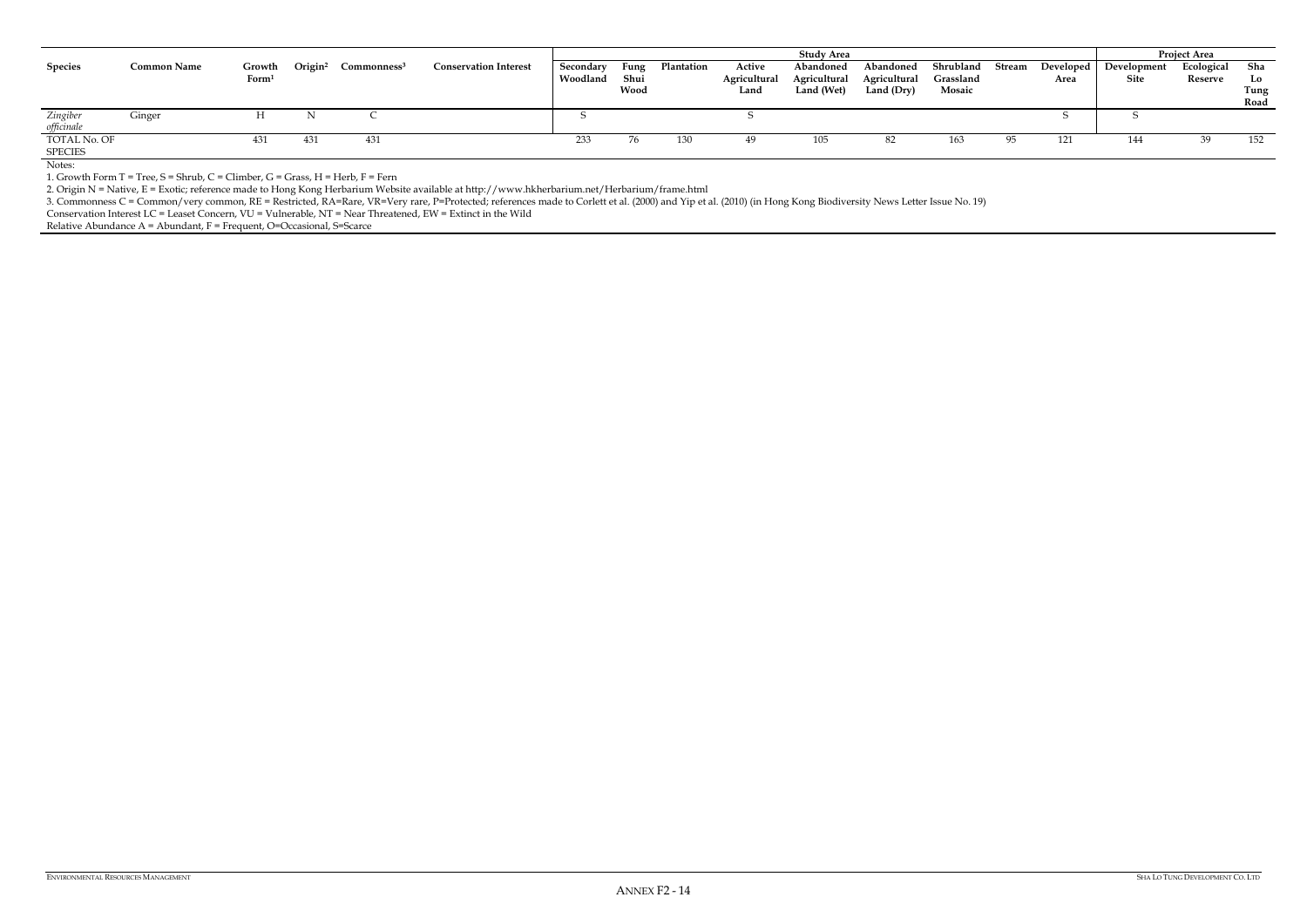| Species | Common Name | Growth Form[1] | Origin[2] | Commonness[3] | Conservation Interest | Study Area | | | | | | | | | Project Area | | |
|---|---|---|---|---|---|---|---|---|---|---|---|---|---|---|---|---|---|
| | | | | | | Secondary Woodland | Fung Shui Wood | Plantation | Active Agricultural Land | Abandoned Agricultural Land (Wet) | Abandoned Agricultural Land (Dry) | Shrubland Grassland Mosaic | Stream | Developed Area | Development Site | Ecological Reserve | Sha Lo Tung Road |
| *Zingiber officinale* | Ginger | H | N | C | | S | | | S | | | | | S | S | | |
| TOTAL No. OF SPECIES | | 431 | 431 | 431 | | 233 | 76 | 130 | 49 | 105 | 82 | 163 | 95 | 121 | 144 | 39 | 152 |

Notes:

1. Growth Form T = Tree, S = Shrub, C = Climber, G = Grass, H = Herb, F = Fern
2. Origin N = Native, E = Exotic; reference made to Hong Kong Herbarium Website available at http://www.hkherbarium.net/Herbarium/frame.html
3. Commonness C = Common/very common, RE = Restricted, RA=Rare, VR=Very rare, P=Protected; references made to Corlett et al. (2000) and Yip et al. (2010) (in Hong Kong Biodiversity News Letter Issue No. 19)

Conservation Interest LC = Leaset Concern, VU = Vulnerable, NT = Near Threatened, EW = Extinct in the Wild

Relative Abundance A = Abundant, F = Frequent, O=Occasional, S=Scarce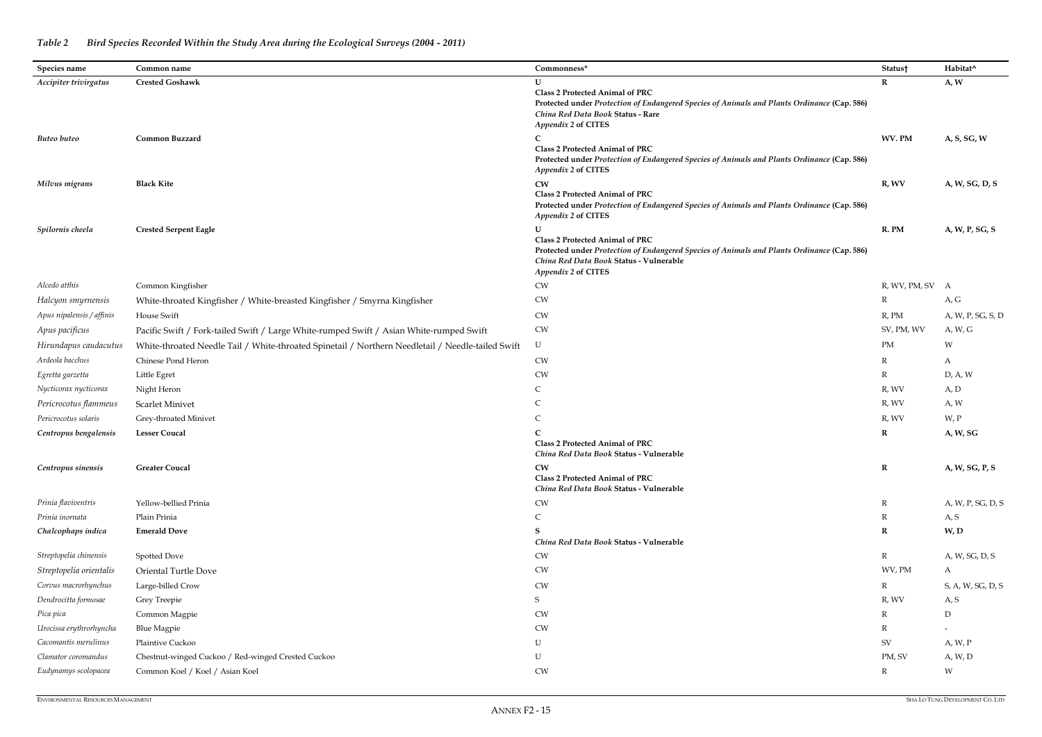*Table 2 Bird Species Recorded Within the Study Area during the Ecological Surveys (2004 - 2011)*

| Species name | Common name | Commonness* | Status† | Habitat^ |
|---|---|---|---|---|
| ***Accipiter trivirgatus*** | **Crested Goshawk** | **U**<br>**Class 2 Protected Animal of PRC**<br>**Protected under *Protection of Endangered Species of Animals and Plants Ordinance* (Cap. 586)**<br>***China Red Data Book* Status - Rare**<br>***Appendix 2* of CITES** | **R** | **A, W** |
| ***Buteo buteo*** | **Common Buzzard** | **C**<br>**Class 2 Protected Animal of PRC**<br>**Protected under *Protection of Endangered Species of Animals and Plants Ordinance* (Cap. 586)**<br>***Appendix 2* of CITES** | **WV. PM** | **A, S, SG, W** |
| ***Milvus migrans*** | **Black Kite** | **CW**<br>**Class 2 Protected Animal of PRC**<br>**Protected under *Protection of Endangered Species of Animals and Plants Ordinance* (Cap. 586)**<br>***Appendix 2* of CITES** | **R, WV** | **A, W, SG, D, S** |
| ***Spilornis cheela*** | **Crested Serpent Eagle** | **U**<br>**Class 2 Protected Animal of PRC**<br>**Protected under *Protection of Endangered Species of Animals and Plants Ordinance* (Cap. 586)**<br>***China Red Data Book* Status - Vulnerable**<br>***Appendix 2* of CITES** | **R. PM** | **A, W, P, SG, S** |
| *Alcedo atthis* | Common Kingfisher | CW | R, WV, PM, SV | A |
| *Halcyon smyrnensis* | White-throated Kingfisher / White-breasted Kingfisher / Smyrna Kingfisher | CW | R | A, G |
| *Apus nipalensis / affinis* | House Swift | CW | R, PM | A, W, P, SG, S, D |
| *Apus pacificus* | Pacific Swift / Fork-tailed Swift / Large White-rumped Swift / Asian White-rumped Swift | CW | SV, PM, WV | A, W, G |
| *Hirundapus caudacutus* | White-throated Needle Tail / White-throated Spinetail / Northern Needletail / Needle-tailed Swift | U | PM | W |
| *Ardeola bacchus* | Chinese Pond Heron | CW | R | A |
| *Egretta garzetta* | Little Egret | CW | R | D, A, W |
| *Nycticorax nycticorax* | Night Heron | C | R, WV | A, D |
| *Pericrocotus flammeus* | Scarlet Minivet | C | R, WV | A, W |
| *Pericrocotus solaris* | Grey-throated Minivet | C | R, WV | W, P |
| ***Centropus bengalensis*** | **Lesser Coucal** | **C**<br>**Class 2 Protected Animal of PRC**<br>***China Red Data Book* Status - Vulnerable** | **R** | **A, W, SG** |
| ***Centropus sinensis*** | **Greater Coucal** | **CW**<br>**Class 2 Protected Animal of PRC**<br>***China Red Data Book* Status - Vulnerable** | **R** | **A, W, SG, P, S** |
| *Prinia flaviventris* | Yellow-bellied Prinia | CW | R | A, W, P, SG, D, S |
| *Prinia inornata* | Plain Prinia | C | R | A, S |
| ***Chalcophaps indica*** | **Emerald Dove** | **S**<br>***China Red Data Book* Status - Vulnerable** | **R** | **W, D** |
| *Streptopelia chinensis* | Spotted Dove | CW | R | A, W, SG, D, S |
| *Streptopelia orientalis* | Oriental Turtle Dove | CW | WV, PM | A |
| *Corvus macrorhynchus* | Large-billed Crow | CW | R | S, A, W, SG, D, S |
| *Dendrocitta formosae* | Grey Treepie | S | R, WV | A, S |
| *Pica pica* | Common Magpie | CW | R | D |
| *Urocissa erythrorhyncha* | Blue Magpie | CW | R | - |
| *Cacomantis merulinus* | Plaintive Cuckoo | U | SV | A, W, P |
| *Clamator coromandus* | Chestnut-winged Cuckoo / Red-winged Crested Cuckoo | U | PM, SV | A, W, D |
| *Eudynamys scolopacea* | Common Koel / Koel / Asian Koel | CW | R | W |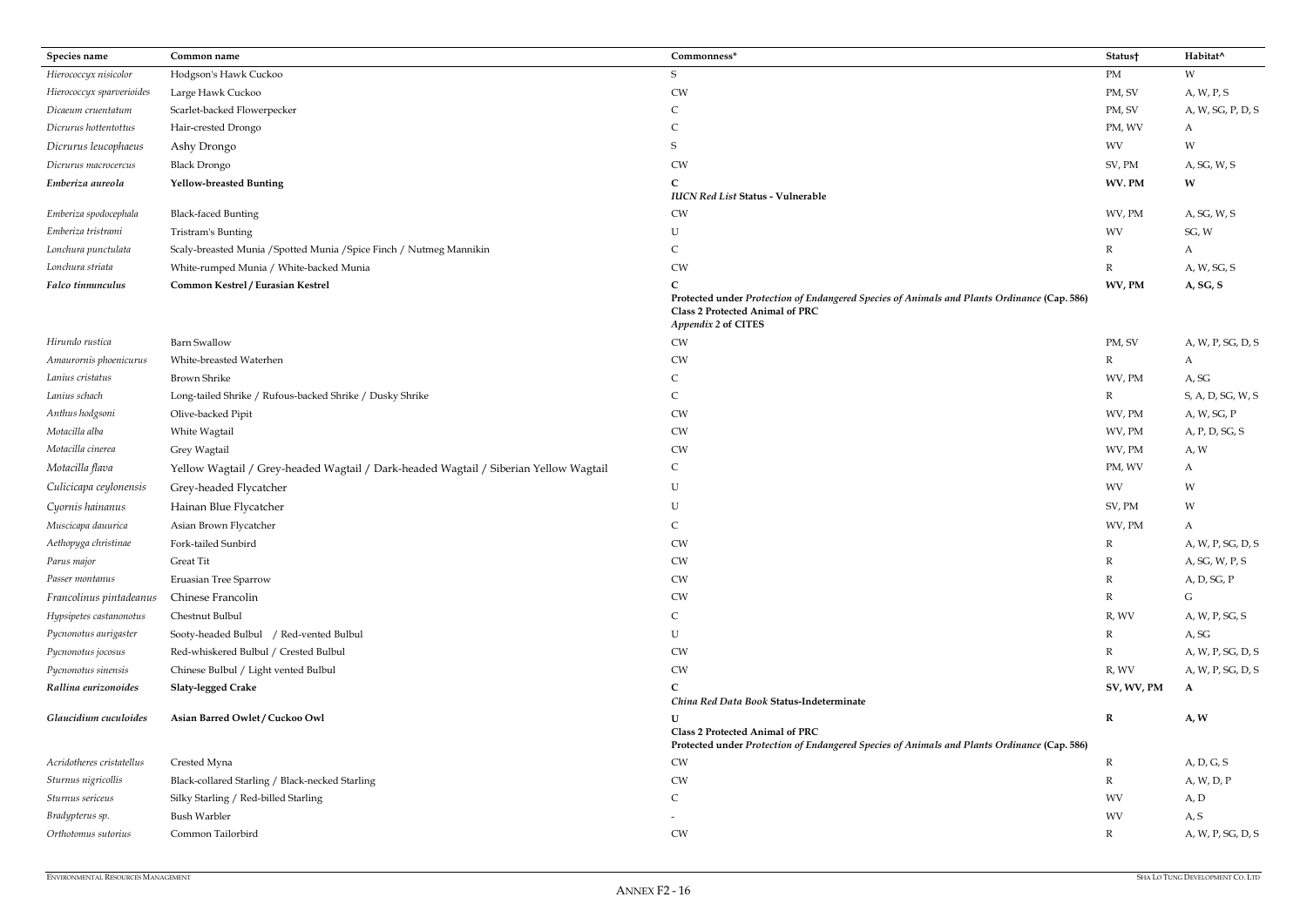| Species name | Common name | Commonness* | Status† | Habitat^ |
|---|---|---|---|---|
| *Hierococcyx nisicolor* | Hodgson's Hawk Cuckoo | S | PM | W |
| *Hierococcyx sparverioides* | Large Hawk Cuckoo | CW | PM, SV | A, W, P, S |
| *Dicaeum cruentatum* | Scarlet-backed Flowerpecker | C | PM, SV | A, W, SG, P, D, S |
| *Dicrurus hottentottus* | Hair-crested Drongo | C | PM, WV | A |
| *Dicrurus leucophaeus* | Ashy Drongo | S | WV | W |
| *Dicrurus macrocercus* | Black Drongo | CW | SV, PM | A, SG, W, S |
| ***Emberiza aureola*** | **Yellow-breasted Bunting** | **C** <br> ***IUCN Red List* Status - Vulnerable** | **WV. PM** | **W** |
| *Emberiza spodocephala* | Black-faced Bunting | CW | WV, PM | A, SG, W, S |
| *Emberiza tristrami* | Tristram's Bunting | U | WV | SG, W |
| *Lonchura punctulata* | Scaly-breasted Munia /Spotted Munia /Spice Finch / Nutmeg Mannikin | C | R | A |
| *Lonchura striata* | White-rumped Munia / White-backed Munia | CW | R | A, W, SG, S |
| ***Falco tinnunculus*** | **Common Kestrel / Eurasian Kestrel** | **C** <br> **Protected under *Protection of Endangered Species of Animals and Plants Ordinance* (Cap. 586)** <br> **Class 2 Protected Animal of PRC** <br> ***Appendix 2* of CITES** | **WV, PM** | **A, SG, S** |
| *Hirundo rustica* | Barn Swallow | CW | PM, SV | A, W, P, SG, D, S |
| *Amaurornis phoenicurus* | White-breasted Waterhen | CW | R | A |
| *Lanius cristatus* | Brown Shrike | C | WV, PM | A, SG |
| *Lanius schach* | Long-tailed Shrike / Rufous-backed Shrike / Dusky Shrike | C | R | S, A, D, SG, W, S |
| *Anthus hodgsoni* | Olive-backed Pipit | CW | WV, PM | A, W, SG, P |
| *Motacilla alba* | White Wagtail | CW | WV, PM | A, P, D, SG, S |
| *Motacilla cinerea* | Grey Wagtail | CW | WV, PM | A, W |
| *Motacilla flava* | Yellow Wagtail / Grey-headed Wagtail / Dark-headed Wagtail / Siberian Yellow Wagtail | C | PM, WV | A |
| *Culicicapa ceylonensis* | Grey-headed Flycatcher | U | WV | W |
| *Cyornis hainanus* | Hainan Blue Flycatcher | U | SV, PM | W |
| *Muscicapa dauurica* | Asian Brown Flycatcher | C | WV, PM | A |
| *Aethopyga christinae* | Fork-tailed Sunbird | CW | R | A, W, P, SG, D, S |
| *Parus major* | Great Tit | CW | R | A, SG, W, P, S |
| *Passer montanus* | Eruasian Tree Sparrow | CW | R | A, D, SG, P |
| *Francolinus pintadeanus* | Chinese Francolin | CW | R | G |
| *Hypsipetes castanonotus* | Chestnut Bulbul | C | R, WV | A, W, P, SG, S |
| *Pycnonotus aurigaster* | Sooty-headed Bulbul / Red-vented Bulbul | U | R | A, SG |
| *Pycnonotus jocosus* | Red-whiskered Bulbul / Crested Bulbul | CW | R | A, W, P, SG, D, S |
| *Pycnonotus sinensis* | Chinese Bulbul / Light vented Bulbul | CW | R, WV | A, W, P, SG, D, S |
| ***Rallina eurizonoides*** | **Slaty-legged Crake** | **C** <br> ***China Red Data Book* Status-Indeterminate** | **SV, WV, PM** | **A** |
| ***Glaucidium cuculoides*** | **Asian Barred Owlet / Cuckoo Owl** | **U** <br> **Class 2 Protected Animal of PRC** <br> **Protected under *Protection of Endangered Species of Animals and Plants Ordinance* (Cap. 586)** | **R** | **A, W** |
| *Acridotheres cristatellus* | Crested Myna | CW | R | A, D, G, S |
| *Sturnus nigricollis* | Black-collared Starling / Black-necked Starling | CW | R | A, W, D, P |
| *Sturnus sericeus* | Silky Starling / Red-billed Starling | C | WV | A, D |
| *Bradypterus sp.* | Bush Warbler | - | WV | A, S |
| *Orthotomus sutorius* | Common Tailorbird | CW | R | A, W, P, SG, D, S |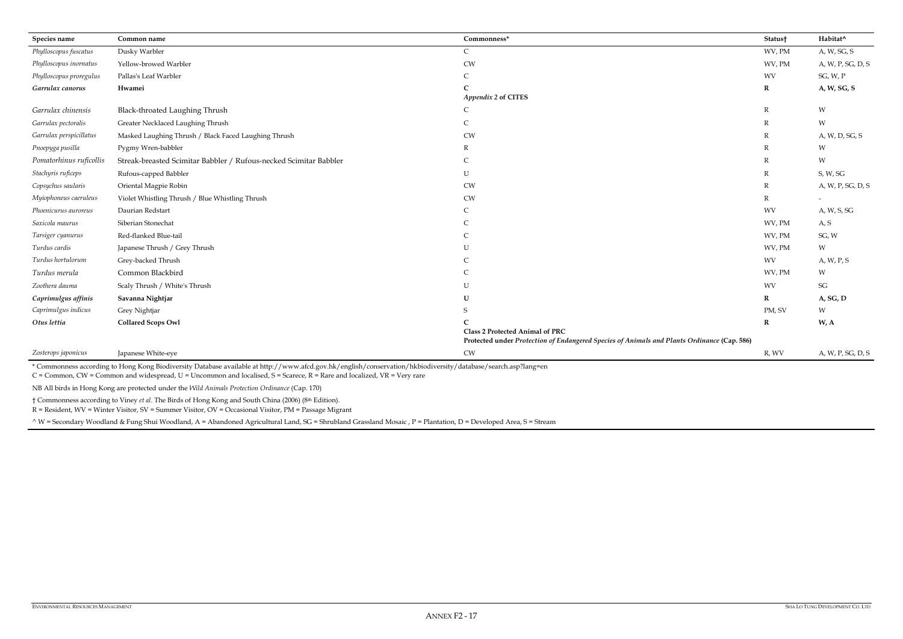| Species name | Common name | Commonness* | Status† | Habitat^ |
|---|---|---|---|---|
| *Phylloscopus fuscatus* | Dusky Warbler | C | WV, PM | A, W, SG, S |
| *Phylloscopus inornatus* | Yellow-browed Warbler | CW | WV, PM | A, W, P, SG, D, S |
| *Phylloscopus proregulus* | Pallas's Leaf Warbler | C | WV | SG, W, P |
| ***Garrulax canorus*** | **Hwamei** | **C** *Appendix 2* **of CITES** | **R** | **A, W, SG, S** |
| *Garrulax chinensis* | Black-throated Laughing Thrush | C | R | W |
| *Garrulax pectoralis* | Greater Necklaced Laughing Thrush | C | R | W |
| *Garrulax perspicillatus* | Masked Laughing Thrush / Black Faced Laughing Thrush | CW | R | A, W, D, SG, S |
| *Pnoepyga pusilla* | Pygmy Wren-babbler | R | R | W |
| *Pomatorhinus ruficollis* | Streak-breasted Scimitar Babbler / Rufous-necked Scimitar Babbler | C | R | W |
| *Stachyris ruficeps* | Rufous-capped Babbler | U | R | S, W, SG |
| *Copsychus saularis* | Oriental Magpie Robin | CW | R | A, W, P, SG, D, S |
| *Myiophoneus caeruleus* | Violet Whistling Thrush / Blue Whistling Thrush | CW | R | - |
| *Phoenicurus auroreus* | Daurian Redstart | C | WV | A, W, S, SG |
| *Saxicola maurus* | Siberian Stonechat | C | WV, PM | A, S |
| *Tarsiger cyanurus* | Red-flanked Blue-tail | C | WV, PM | SG, W |
| *Turdus cardis* | Japanese Thrush / Grey Thrush | U | WV, PM | W |
| *Turdus hortulorum* | Grey-backed Thrush | C | WV | A, W, P, S |
| *Turdus merula* | Common Blackbird | C | WV, PM | W |
| *Zoothera dauma* | Scaly Thrush / White's Thrush | U | WV | SG |
| ***Caprimulgus affinis*** | **Savanna Nightjar** | **U** | **R** | **A, SG, D** |
| *Caprimulgus indicus* | Grey Nightjar | S | PM, SV | W |
| ***Otus lettia*** | **Collared Scops Owl** | **C** **Class 2 Protected Animal of PRC** **Protected under** ***Protection of Endangered Species of Animals and Plants Ordinance*** **(Cap. 586)** | **R** | **W, A** |
| *Zosterops japonicus* | Japanese White-eye | CW | R, WV | A, W, P, SG, D, S |

\* Commonness according to Hong Kong Biodiversity Database available at http://www.afcd.gov.hk/english/conservation/hkbiodiversity/database/search.asp?lang=en
C = Common, CW = Common and widespread, U = Uncommon and localised, S = Scarece, R = Rare and localized, VR = Very rare

NB All birds in Hong Kong are protected under the *Wild Animals Protection Ordinance* (Cap. 170)

† Commonness according to Viney *et al*. The Birds of Hong Kong and South China (2006) (8th Edition).
R = Resident, WV = Winter Visitor, SV = Summer Visitor, OV = Occasional Visitor, PM = Passage Migrant

^ W = Secondary Woodland & Fung Shui Woodland, A = Abandoned Agricultural Land, SG = Shrubland Grassland Mosaic , P = Plantation, D = Developed Area, S = Stream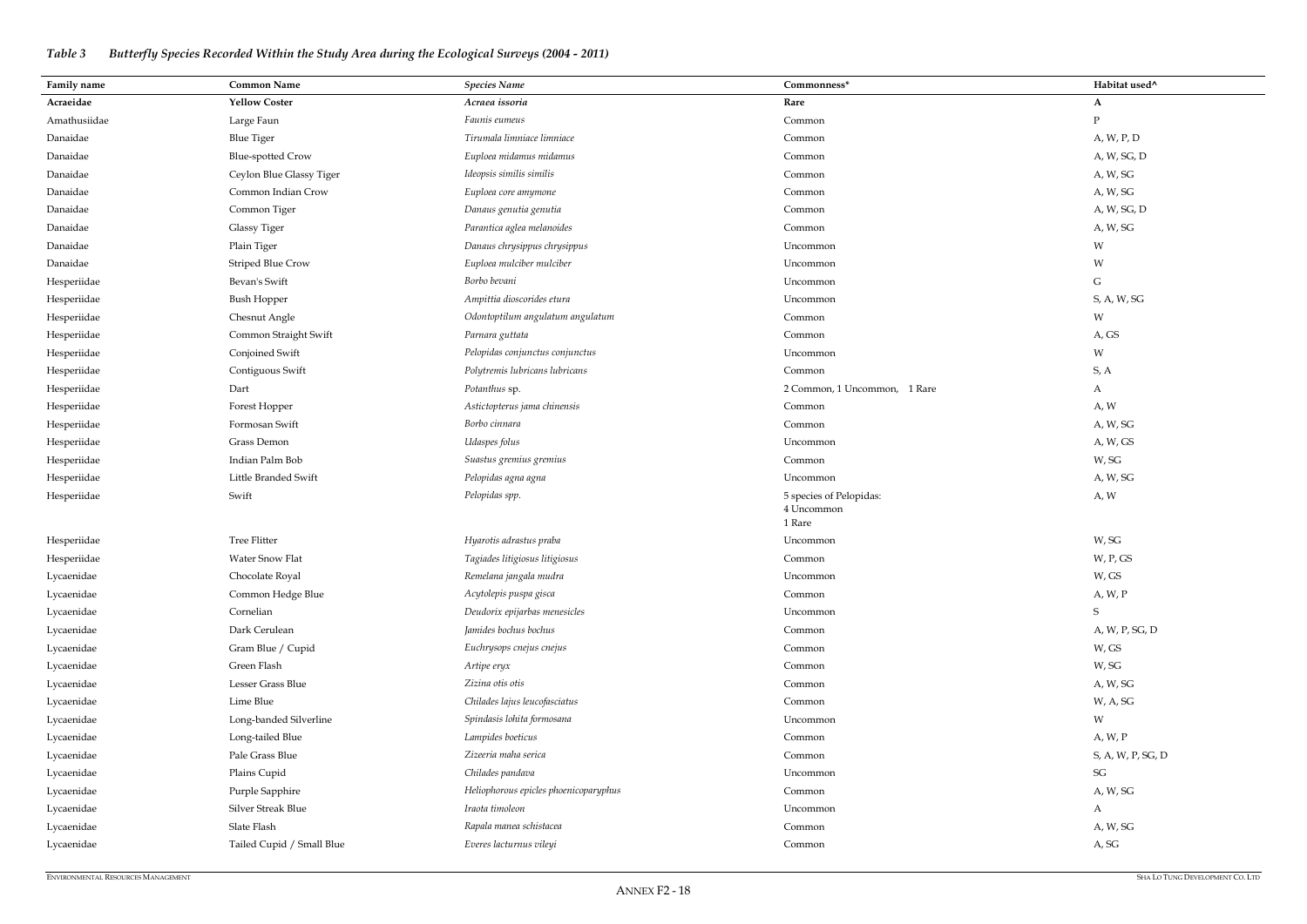*Table 3 Butterfly Species Recorded Within the Study Area during the Ecological Surveys (2004 - 2011)*

| Family name | Common Name | *Species Name* | Commonness* | Habitat used^ |
|---|---|---|---|---|
| **Acraeidae** | **Yellow Coster** | ***Acraea issoria*** | **Rare** | **A** |
| Amathusiidae | Large Faun | *Faunis eumeus* | Common | P |
| Danaidae | Blue Tiger | *Tirumala limniace limniace* | Common | A, W, P, D |
| Danaidae | Blue-spotted Crow | *Euploea midamus midamus* | Common | A, W, SG, D |
| Danaidae | Ceylon Blue Glassy Tiger | *Ideopsis similis similis* | Common | A, W, SG |
| Danaidae | Common Indian Crow | *Euploea core amymone* | Common | A, W, SG |
| Danaidae | Common Tiger | *Danaus genutia genutia* | Common | A, W, SG, D |
| Danaidae | Glassy Tiger | *Parantica aglea melanoides* | Common | A, W, SG |
| Danaidae | Plain Tiger | *Danaus chrysippus chrysippus* | Uncommon | W |
| Danaidae | Striped Blue Crow | *Euploea mulciber mulciber* | Uncommon | W |
| Hesperiidae | Bevan's Swift | *Borbo bevani* | Uncommon | G |
| Hesperiidae | Bush Hopper | *Ampittia dioscorides etura* | Uncommon | S, A, W, SG |
| Hesperiidae | Chesnut Angle | *Odontoptilum angulatum angulatum* | Common | W |
| Hesperiidae | Common Straight Swift | *Parnara guttata* | Common | A, GS |
| Hesperiidae | Conjoined Swift | *Pelopidas conjunctus conjunctus* | Uncommon | W |
| Hesperiidae | Contiguous Swift | *Polytremis lubricans lubricans* | Common | S, A |
| Hesperiidae | Dart | *Potanthus* sp. | 2 Common, 1 Uncommon, 1 Rare | A |
| Hesperiidae | Forest Hopper | *Astictopterus jama chinensis* | Common | A, W |
| Hesperiidae | Formosan Swift | *Borbo cinnara* | Common | A, W, SG |
| Hesperiidae | Grass Demon | *Udaspes folus* | Uncommon | A, W, GS |
| Hesperiidae | Indian Palm Bob | *Suastus gremius gremius* | Common | W, SG |
| Hesperiidae | Little Branded Swift | *Pelopidas agna agna* | Uncommon | A, W, SG |
| Hesperiidae | Swift | *Pelopidas spp.* | 5 species of Pelopidas: 4 Uncommon 1 Rare | A, W |
| Hesperiidae | Tree Flitter | *Hyarotis adrastus praba* | Uncommon | W, SG |
| Hesperiidae | Water Snow Flat | *Tagiades litigiosus litigiosus* | Common | W, P, GS |
| Lycaenidae | Chocolate Royal | *Remelana jangala mudra* | Uncommon | W, GS |
| Lycaenidae | Common Hedge Blue | *Acytolepis puspa gisca* | Common | A, W, P |
| Lycaenidae | Cornelian | *Deudorix epijarbas menesicles* | Uncommon | S |
| Lycaenidae | Dark Cerulean | *Jamides bochus bochus* | Common | A, W, P, SG, D |
| Lycaenidae | Gram Blue / Cupid | *Euchrysops cnejus cnejus* | Common | W, GS |
| Lycaenidae | Green Flash | *Artipe eryx* | Common | W, SG |
| Lycaenidae | Lesser Grass Blue | *Zizina otis otis* | Common | A, W, SG |
| Lycaenidae | Lime Blue | *Chilades lajus leucofasciatus* | Common | W, A, SG |
| Lycaenidae | Long-banded Silverline | *Spindasis lohita formosana* | Uncommon | W |
| Lycaenidae | Long-tailed Blue | *Lampides boeticus* | Common | A, W, P |
| Lycaenidae | Pale Grass Blue | *Zizeeria maha serica* | Common | S, A, W, P, SG, D |
| Lycaenidae | Plains Cupid | *Chilades pandava* | Uncommon | SG |
| Lycaenidae | Purple Sapphire | *Heliophorous epicles phoenicoparyphus* | Common | A, W, SG |
| Lycaenidae | Silver Streak Blue | *Iraota timoleon* | Uncommon | A |
| Lycaenidae | Slate Flash | *Rapala manea schistacea* | Common | A, W, SG |
| Lycaenidae | Tailed Cupid / Small Blue | *Everes lacturnus vileyi* | Common | A, SG |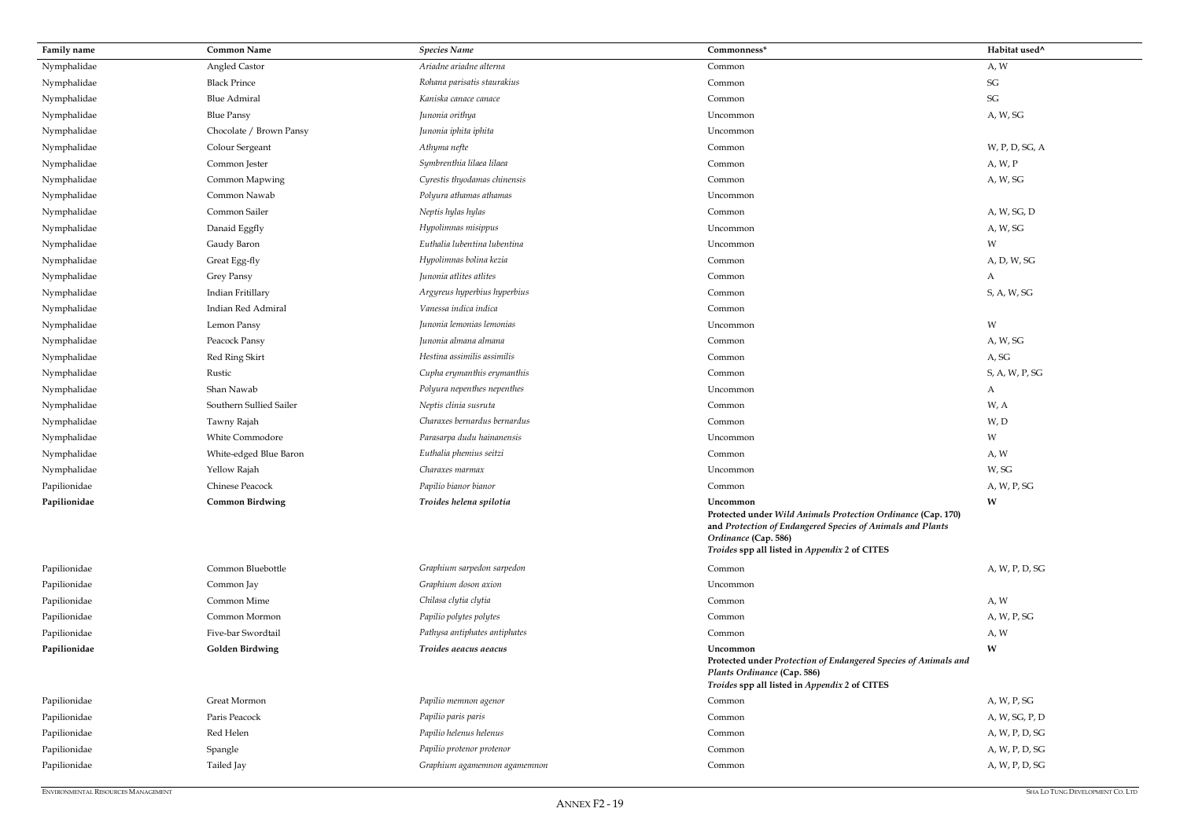| Family name | Common Name | *Species Name* | Commonness* | Habitat used^ |
|---|---|---|---|---|
| Nymphalidae | Angled Castor | *Ariadne ariadne alterna* | Common | A, W |
| Nymphalidae | Black Prince | *Rohana parisatis staurakius* | Common | SG |
| Nymphalidae | Blue Admiral | *Kaniska canace canace* | Common | SG |
| Nymphalidae | Blue Pansy | *Junonia orithya* | Uncommon | A, W, SG |
| Nymphalidae | Chocolate / Brown Pansy | *Junonia iphita iphita* | Uncommon | |
| Nymphalidae | Colour Sergeant | *Athyma nefte* | Common | W, P, D, SG, A |
| Nymphalidae | Common Jester | *Symbrenthia lilaea lilaea* | Common | A, W, P |
| Nymphalidae | Common Mapwing | *Cyrestis thyodamas chinensis* | Common | A, W, SG |
| Nymphalidae | Common Nawab | *Polyura athamas athamas* | Uncommon | |
| Nymphalidae | Common Sailer | *Neptis hylas hylas* | Common | A, W, SG, D |
| Nymphalidae | Danaid Eggfly | *Hypolimnas misippus* | Uncommon | A, W, SG |
| Nymphalidae | Gaudy Baron | *Euthalia lubentina lubentina* | Uncommon | W |
| Nymphalidae | Great Egg-fly | *Hypolimnas bolina kezia* | Common | A, D, W, SG |
| Nymphalidae | Grey Pansy | *Junonia atlites atlites* | Common | A |
| Nymphalidae | Indian Fritillary | *Argyreus hyperbius hyperbius* | Common | S, A, W, SG |
| Nymphalidae | Indian Red Admiral | *Vanessa indica indica* | Common | |
| Nymphalidae | Lemon Pansy | *Junonia lemonias lemonias* | Uncommon | W |
| Nymphalidae | Peacock Pansy | *Junonia almana almana* | Common | A, W, SG |
| Nymphalidae | Red Ring Skirt | *Hestina assimilis assimilis* | Common | A, SG |
| Nymphalidae | Rustic | *Cupha erymanthis erymanthis* | Common | S, A, W, P, SG |
| Nymphalidae | Shan Nawab | *Polyura nepenthes nepenthes* | Uncommon | A |
| Nymphalidae | Southern Sullied Sailer | *Neptis clinia susruta* | Common | W, A |
| Nymphalidae | Tawny Rajah | *Charaxes bernardus bernardus* | Common | W, D |
| Nymphalidae | White Commodore | *Parasarpa dudu hainanensis* | Uncommon | W |
| Nymphalidae | White-edged Blue Baron | *Euthalia phemius seitzi* | Common | A, W |
| Nymphalidae | Yellow Rajah | *Charaxes marmax* | Uncommon | W, SG |
| Papilionidae | Chinese Peacock | *Papilio bianor bianor* | Common | A, W, P, SG |
| **Papilionidae** | **Common Birdwing** | ***Troides helena spilotia*** | **Uncommon** **Protected under *Wild Animals Protection Ordinance* (Cap. 170) and *Protection of Endangered Species of Animals and Plants Ordinance* (Cap. 586)** ***Troides* spp all listed in *Appendix 2* of CITES** | **W** |
| Papilionidae | Common Bluebottle | *Graphium sarpedon sarpedon* | Common | A, W, P, D, SG |
| Papilionidae | Common Jay | *Graphium doson axion* | Uncommon | |
| Papilionidae | Common Mime | *Chilasa clytia clytia* | Common | A, W |
| Papilionidae | Common Mormon | *Papilio polytes polytes* | Common | A, W, P, SG |
| Papilionidae | Five-bar Swordtail | *Pathysa antiphates antiphates* | Common | A, W |
| **Papilionidae** | **Golden Birdwing** | ***Troides aeacus aeacus*** | **Uncommon** **Protected under *Protection of Endangered Species of Animals and Plants Ordinance* (Cap. 586)** ***Troides* spp all listed in *Appendix 2* of CITES** | **W** |
| Papilionidae | Great Mormon | *Papilio memnon agenor* | Common | A, W, P, SG |
| Papilionidae | Paris Peacock | *Papilio paris paris* | Common | A, W, SG, P, D |
| Papilionidae | Red Helen | *Papilio helenus helenus* | Common | A, W, P, D, SG |
| Papilionidae | Spangle | *Papilio protenor protenor* | Common | A, W, P, D, SG |
| Papilionidae | Tailed Jay | *Graphium agamemnon agamemnon* | Common | A, W, P, D, SG |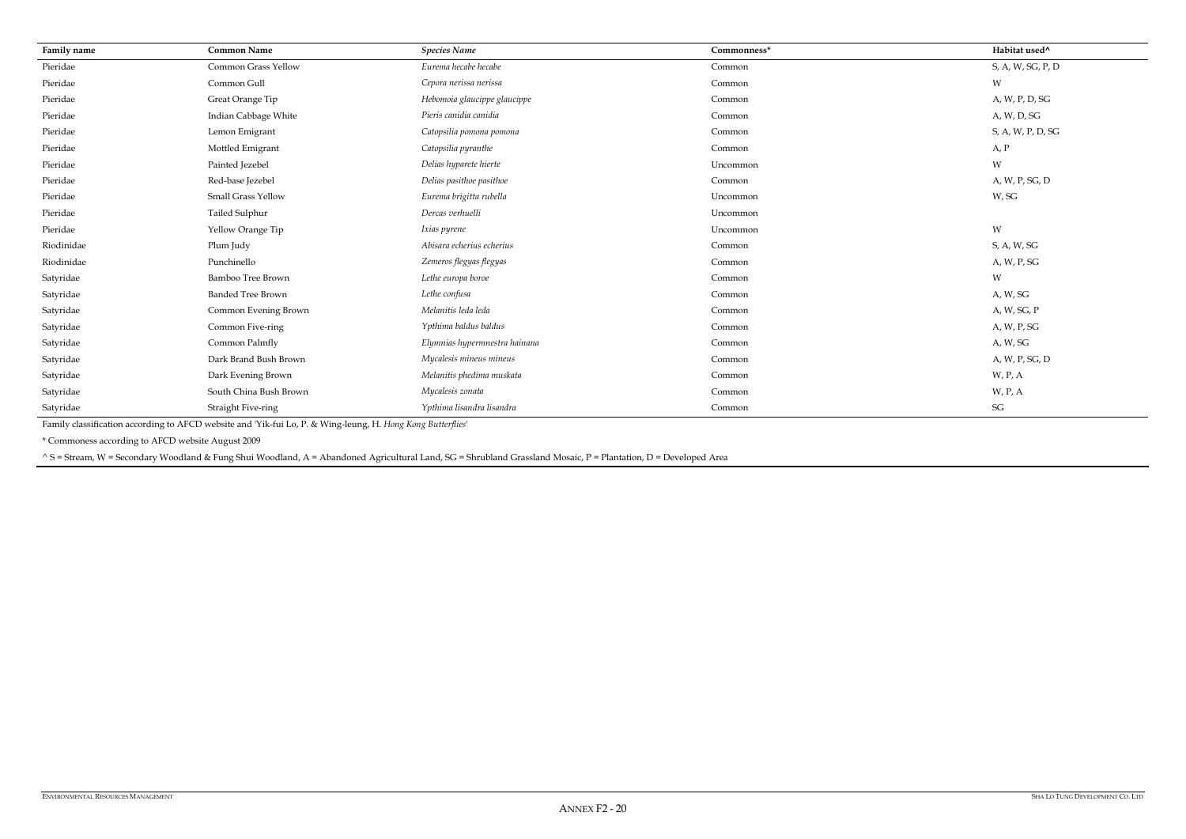| Family name | Common Name | *Species Name* | Commonness* | Habitat used^ |
|---|---|---|---|---|
| Pieridae | Common Grass Yellow | *Eurema hecabe hecabe* | Common | S, A, W, SG, P, D |
| Pieridae | Common Gull | *Cepora nerissa nerissa* | Common | W |
| Pieridae | Great Orange Tip | *Hebomoia glaucippe glaucippe* | Common | A, W, P, D, SG |
| Pieridae | Indian Cabbage White | *Pieris canidia canidia* | Common | A, W, D, SG |
| Pieridae | Lemon Emigrant | *Catopsilia pomona pomona* | Common | S, A, W, P, D, SG |
| Pieridae | Mottled Emigrant | *Catopsilia pyranthe* | Common | A, P |
| Pieridae | Painted Jezebel | *Delias hyparete hierte* | Uncommon | W |
| Pieridae | Red-base Jezebel | *Delias pasithoe pasithoe* | Common | A, W, P, SG, D |
| Pieridae | Small Grass Yellow | *Eurema brigitta rubella* | Uncommon | W, SG |
| Pieridae | Tailed Sulphur | *Dercas verhuelli* | Uncommon | |
| Pieridae | Yellow Orange Tip | *Ixias pyrene* | Uncommon | W |
| Riodinidae | Plum Judy | *Abisara echerius echerius* | Common | S, A, W, SG |
| Riodinidae | Punchinello | *Zemeros flegyas flegyas* | Common | A, W, P, SG |
| Satyridae | Bamboo Tree Brown | *Lethe europa boroe* | Common | W |
| Satyridae | Banded Tree Brown | *Lethe confusa* | Common | A, W, SG |
| Satyridae | Common Evening Brown | *Melanitis leda leda* | Common | A, W, SG, P |
| Satyridae | Common Five-ring | *Ypthima baldus baldus* | Common | A, W, P, SG |
| Satyridae | Common Palmfly | *Elymnias hypermnestra hainana* | Common | A, W, SG |
| Satyridae | Dark Brand Bush Brown | *Mycalesis mineus mineus* | Common | A, W, P, SG, D |
| Satyridae | Dark Evening Brown | *Melanitis phedima muskata* | Common | W, P, A |
| Satyridae | South China Bush Brown | *Mycalesis zonata* | Common | W, P, A |
| Satyridae | Straight Five-ring | *Ypthima lisandra lisandra* | Common | SG |

Family classification according to AFCD website and 'Yik-fui Lo, P. & Wing-leung, H. *Hong Kong Butterflies*'

\* Commoness according to AFCD website August 2009

^ S = Stream, W = Secondary Woodland & Fung Shui Woodland, A = Abandoned Agricultural Land, SG = Shrubland Grassland Mosaic, P = Plantation, D = Developed Area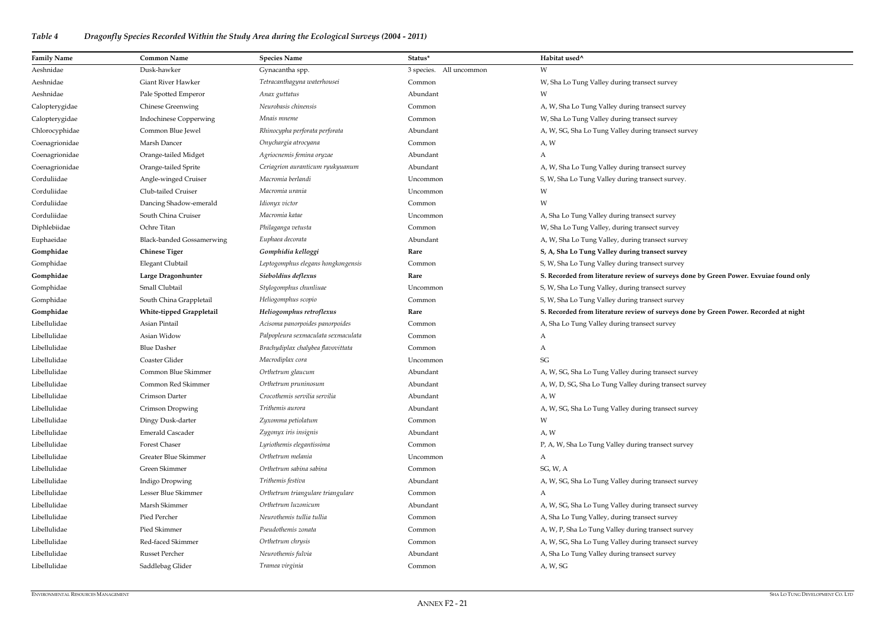*Table 4 Dragonfly Species Recorded Within the Study Area during the Ecological Surveys (2004 - 2011)*

| Family Name | Common Name | Species Name | Status* | Habitat used^ |
|---|---|---|---|---|
| Aeshnidae | Dusk-hawker | Gynacantha spp. | 3 species. All uncommon | W |
| Aeshnidae | Giant River Hawker | *Tetracanthagyna waterhousei* | Common | W, Sha Lo Tung Valley during transect survey |
| Aeshnidae | Pale Spotted Emperor | *Anax guttatus* | Abundant | W |
| Calopterygidae | Chinese Greenwing | *Neurobasis chinensis* | Common | A, W, Sha Lo Tung Valley during transect survey |
| Calopterygidae | Indochinese Copperwing | *Mnais mneme* | Common | W, Sha Lo Tung Valley during transect survey |
| Chlorocyphidae | Common Blue Jewel | *Rhinocypha perforata perforata* | Abundant | A, W, SG, Sha Lo Tung Valley during transect survey |
| Coenagrionidae | Marsh Dancer | *Onychargia atrocyana* | Common | A, W |
| Coenagrionidae | Orange-tailed Midget | *Agriocnemis femina oryzae* | Abundant | A |
| Coenagrionidae | Orange-tailed Sprite | *Ceriagrion auranticum ryukyuanum* | Abundant | A, W, Sha Lo Tung Valley during transect survey |
| Corduliidae | Angle-winged Cruiser | *Macromia berlandi* | Uncommon | S, W, Sha Lo Tung Valley during transect survey. |
| Corduliidae | Club-tailed Cruiser | *Macromia urania* | Uncommon | W |
| Corduliidae | Dancing Shadow-emerald | *Idionyx victor* | Common | W |
| Corduliidae | South China Cruiser | *Macromia katae* | Uncommon | A, Sha Lo Tung Valley during transect survey |
| Diphlebiidae | Ochre Titan | *Philaganga vetusta* | Common | W, Sha Lo Tung Valley, during transect survey |
| Euphaeidae | Black-banded Gossamerwing | *Euphaea decorata* | Abundant | A, W, Sha Lo Tung Valley, during transect survey |
| **Gomphidae** | **Chinese Tiger** | ***Gomphidia kelloggi*** | **Rare** | **S, A, Sha Lo Tung Valley during transect survey** |
| Gomphidae | Elegant Clubtail | *Leptogomphus elegans hongkongensis* | Common | S, W, Sha Lo Tung Valley during transect survey |
| **Gomphidae** | **Large Dragonhunter** | ***Sieboldius deflexus*** | **Rare** | **S. Recorded from literature review of surveys done by Green Power. Exvuiae found only** |
| Gomphidae | Small Clubtail | *Stylogomphus chunliuae* | Uncommon | S, W, Sha Lo Tung Valley, during transect survey |
| Gomphidae | South China Grappletail | *Heliogomphus scopio* | Common | S, W, Sha Lo Tung Valley during transect survey |
| **Gomphidae** | **White-tipped Grappletail** | ***Heliogomphus retroflexus*** | **Rare** | **S. Recorded from literature review of surveys done by Green Power. Recorded at night** |
| Libellulidae | Asian Pintail | *Acisoma panorpoides panorpoides* | Common | A, Sha Lo Tung Valley during transect survey |
| Libellulidae | Asian Widow | *Palpopleura sexmaculata sexmaculata* | Common | A |
| Libellulidae | Blue Dasher | *Brachydiplax chalybea flavovittata* | Common | A |
| Libellulidae | Coaster Glider | *Macrodiplax cora* | Uncommon | SG |
| Libellulidae | Common Blue Skimmer | *Orthetrum glaucum* | Abundant | A, W, SG, Sha Lo Tung Valley during transect survey |
| Libellulidae | Common Red Skimmer | *Orthetrum pruninosum* | Abundant | A, W, D, SG, Sha Lo Tung Valley during transect survey |
| Libellulidae | Crimson Darter | *Crocothemis servilia servilia* | Abundant | A, W |
| Libellulidae | Crimson Dropwing | *Trithemis aurora* | Abundant | A, W, SG, Sha Lo Tung Valley during transect survey |
| Libellulidae | Dingy Dusk-darter | *Zyxomma petiolatum* | Common | W |
| Libellulidae | Emerald Cascader | *Zygonyx iris insignis* | Abundant | A, W |
| Libellulidae | Forest Chaser | *Lyriothemis elegantissima* | Common | P, A, W, Sha Lo Tung Valley during transect survey |
| Libellulidae | Greater Blue Skimmer | *Orthetrum melania* | Uncommon | A |
| Libellulidae | Green Skimmer | *Orthetrum sabina sabina* | Common | SG, W, A |
| Libellulidae | Indigo Dropwing | *Trithemis festiva* | Abundant | A, W, SG, Sha Lo Tung Valley during transect survey |
| Libellulidae | Lesser Blue Skimmer | *Orthetrum triangulare triangulare* | Common | A |
| Libellulidae | Marsh Skimmer | *Orthetrum luzonicum* | Abundant | A, W, SG, Sha Lo Tung Valley during transect survey |
| Libellulidae | Pied Percher | *Neurothemis tullia tullia* | Common | A, Sha Lo Tung Valley, during transect survey |
| Libellulidae | Pied Skimmer | *Pseudothemis zonata* | Common | A, W, P, Sha Lo Tung Valley during transect survey |
| Libellulidae | Red-faced Skimmer | *Orthetrum chrysis* | Common | A, W, SG, Sha Lo Tung Valley during transect survey |
| Libellulidae | Russet Percher | *Neurothemis fulvia* | Abundant | A, Sha Lo Tung Valley during transect survey |
| Libellulidae | Saddlebag Glider | *Tramea virginia* | Common | A, W, SG |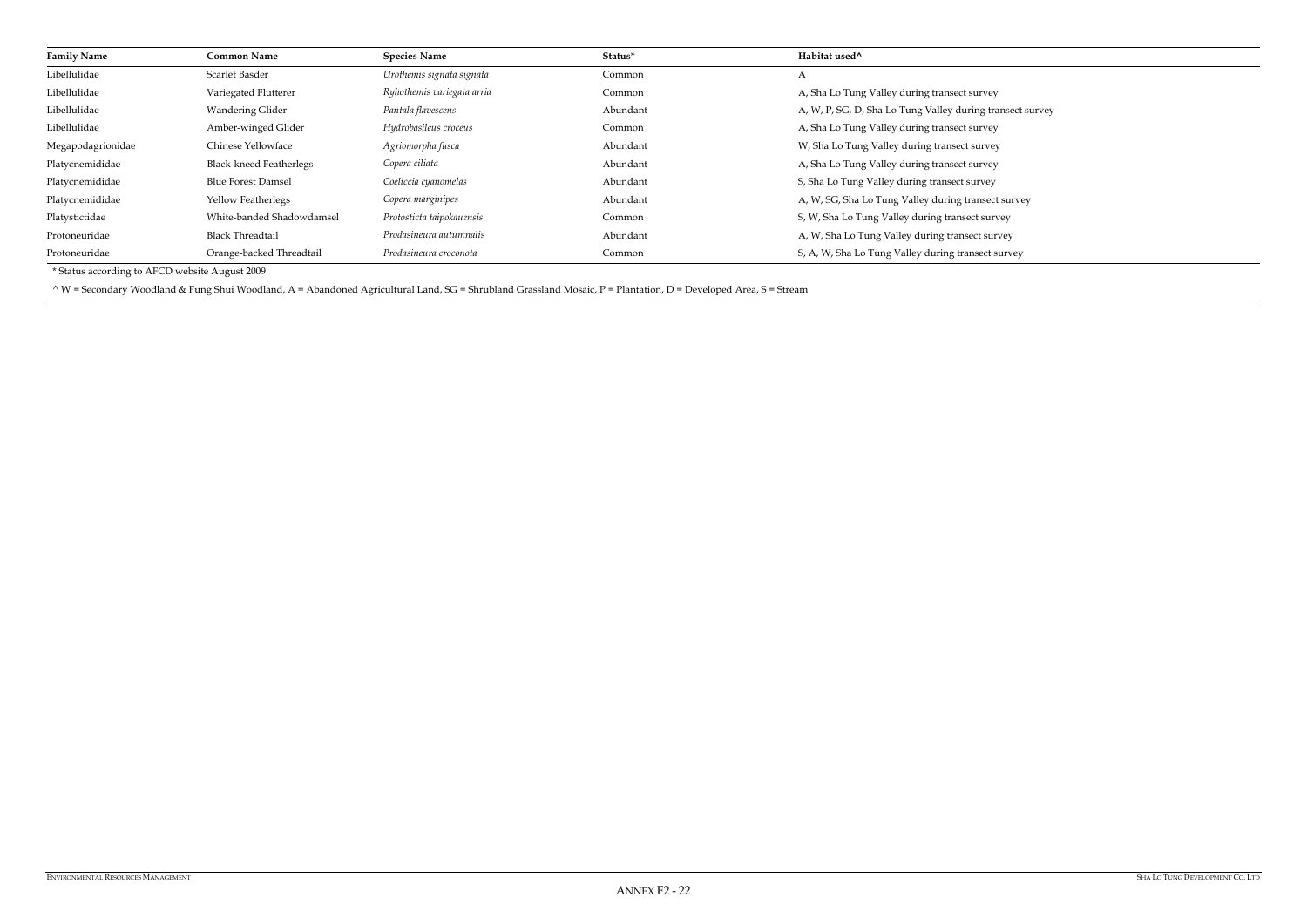| Family Name | Common Name | Species Name | Status* | Habitat used^ |
| --- | --- | --- | --- | --- |
| Libellulidae | Scarlet Basder | *Urothemis signata signata* | Common | A |
| Libellulidae | Variegated Flutterer | *Ryhothemis variegata arria* | Common | A, Sha Lo Tung Valley during transect survey |
| Libellulidae | Wandering Glider | *Pantala flavescens* | Abundant | A, W, P, SG, D, Sha Lo Tung Valley during transect survey |
| Libellulidae | Amber-winged Glider | *Hydrobasileus croceus* | Common | A, Sha Lo Tung Valley during transect survey |
| Megapodagrionidae | Chinese Yellowface | *Agriomorpha fusca* | Abundant | W, Sha Lo Tung Valley during transect survey |
| Platycnemididae | Black-kneed Featherlegs | *Copera ciliata* | Abundant | A, Sha Lo Tung Valley during transect survey |
| Platycnemididae | Blue Forest Damsel | *Coeliccia cyanomelas* | Abundant | S, Sha Lo Tung Valley during transect survey |
| Platycnemididae | Yellow Featherlegs | *Copera marginipes* | Abundant | A, W, SG, Sha Lo Tung Valley during transect survey |
| Platystictidae | White-banded Shadowdamsel | *Protosticta taipokauensis* | Common | S, W, Sha Lo Tung Valley during transect survey |
| Protoneuridae | Black Threadtail | *Prodasineura autumnalis* | Abundant | A, W, Sha Lo Tung Valley during transect survey |
| Protoneuridae | Orange-backed Threadtail | *Prodasineura croconota* | Common | S, A, W, Sha Lo Tung Valley during transect survey |

* Status according to AFCD website August 2009

^ W = Secondary Woodland & Fung Shui Woodland, A = Abandoned Agricultural Land, SG = Shrubland Grassland Mosaic, P = Plantation, D = Developed Area, S = Stream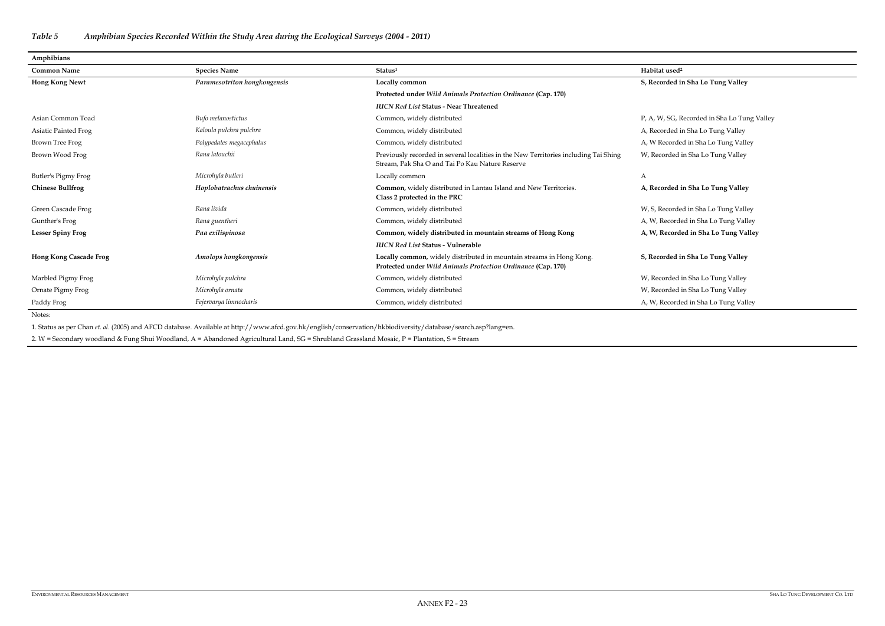*Table 5 Amphibian Species Recorded Within the Study Area during the Ecological Surveys (2004 - 2011)*

| Amphibians | | | |
|---|---|---|---|
| **Common Name** | **Species Name** | **Status[1]** | **Habitat used[2]** |
| **Hong Kong Newt** | ***Paramesotriton hongkongensis*** | **Locally common**<br>**Protected under *Wild Animals Protection Ordinance* (Cap. 170)**<br>***IUCN Red List* Status - Near Threatened** | **S, Recorded in Sha Lo Tung Valley** |
| Asian Common Toad | *Bufo melanostictus* | Common, widely distributed | P, A, W, SG, Recorded in Sha Lo Tung Valley |
| Asiatic Painted Frog | *Kaloula pulchra pulchra* | Common, widely distributed | A, Recorded in Sha Lo Tung Valley |
| Brown Tree Frog | *Polypedates megacephalus* | Common, widely distributed | A, W Recorded in Sha Lo Tung Valley |
| Brown Wood Frog | *Rana latouchii* | Previously recorded in several localities in the New Territories including Tai Shing Stream, Pak Sha O and Tai Po Kau Nature Reserve | W, Recorded in Sha Lo Tung Valley |
| Butler's Pigmy Frog | *Microhyla butleri* | Locally common | A |
| **Chinese Bullfrog** | ***Hoplobatrachus chuinensis*** | **Common,** widely distributed in Lantau Island and New Territories.<br>**Class 2 protected in the PRC** | **A, Recorded in Sha Lo Tung Valley** |
| Green Cascade Frog | *Rana livida* | Common, widely distributed | W, S, Recorded in Sha Lo Tung Valley |
| Gunther's Frog | *Rana guentheri* | Common, widely distributed | A, W, Recorded in Sha Lo Tung Valley |
| **Lesser Spiny Frog** | ***Paa exilispinosa*** | **Common, widely distributed in mountain streams of Hong Kong**<br>***IUCN Red List* Status - Vulnerable** | **A, W, Recorded in Sha Lo Tung Valley** |
| **Hong Kong Cascade Frog** | ***Amolops hongkongensis*** | **Locally common,** widely distributed in mountain streams in Hong Kong.<br>**Protected under *Wild Animals Protection Ordinance* (Cap. 170)** | **S, Recorded in Sha Lo Tung Valley** |
| Marbled Pigmy Frog | *Microhyla pulchra* | Common, widely distributed | W, Recorded in Sha Lo Tung Valley |
| Ornate Pigmy Frog | *Microhyla ornata* | Common, widely distributed | W, Recorded in Sha Lo Tung Valley |
| Paddy Frog | *Fejervarya limnocharis* | Common, widely distributed | A, W, Recorded in Sha Lo Tung Valley |

Notes:

1. Status as per Chan *et. al.* (2005) and AFCD database. Available at http://www.afcd.gov.hk/english/conservation/hkbiodiversity/database/search.asp?lang=en.

2. W = Secondary woodland & Fung Shui Woodland, A = Abandoned Agricultural Land, SG = Shrubland Grassland Mosaic, P = Plantation, S = Stream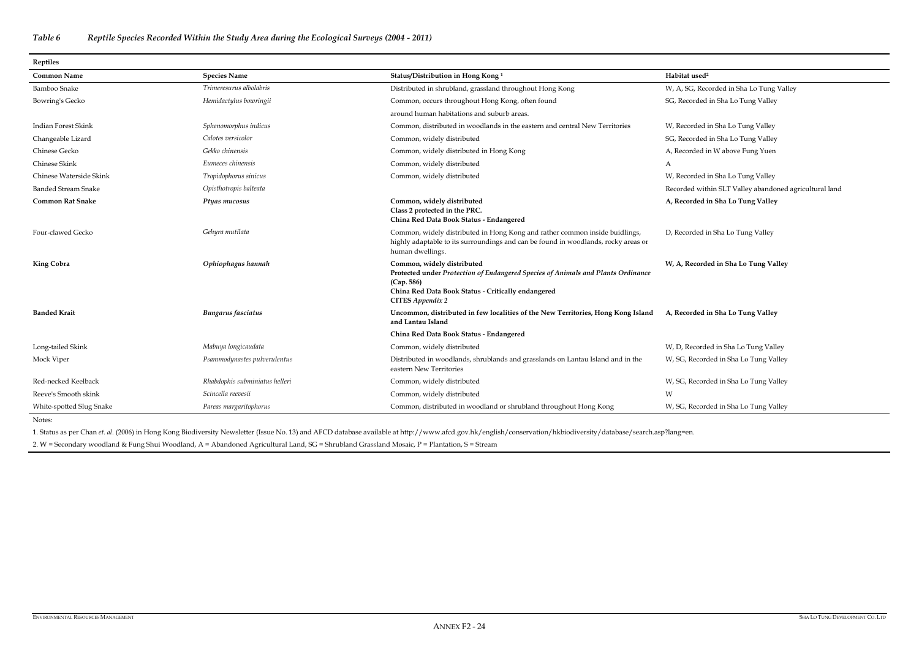### *Table 6 Reptile Species Recorded Within the Study Area during the Ecological Surveys (2004 - 2011)*

| **Reptiles** | | | |
|---|---|---|---|
| **Common Name** | **Species Name** | **Status/Distribution in Hong Kong** [1] | **Habitat used**[2] |
| Bamboo Snake | *Trimeresurus albolabris* | Distributed in shrubland, grassland throughout Hong Kong | W, A, SG, Recorded in Sha Lo Tung Valley |
| Bowring's Gecko | *Hemidactylus bowringii* | Common, occurs throughout Hong Kong, often found around human habitations and suburb areas. | SG, Recorded in Sha Lo Tung Valley |
| Indian Forest Skink | *Sphenomorphus indicus* | Common, distributed in woodlands in the eastern and central New Territories | W, Recorded in Sha Lo Tung Valley |
| Changeable Lizard | *Calotes versicolor* | Common, widely distributed | SG, Recorded in Sha Lo Tung Valley |
| Chinese Gecko | *Gekko chinensis* | Common, widely distributed in Hong Kong | A, Recorded in W above Fung Yuen |
| Chinese Skink | *Eumeces chinensis* | Common, widely distributed | A |
| Chinese Waterside Skink | *Tropidophorus sinicus* | Common, widely distributed | W, Recorded in Sha Lo Tung Valley |
| Banded Stream Snake | *Opisthotropis balteata* | | Recorded within SLT Valley abandoned agricultural land |
| **Common Rat Snake** | ***Ptyas mucosus*** | **Common, widely distributed**<br>**Class 2 protected in the PRC.**<br>**China Red Data Book Status - Endangered** | **A, Recorded in Sha Lo Tung Valley** |
| Four-clawed Gecko | *Gehyra mutilata* | Common, widely distributed in Hong Kong and rather common inside buidlings, highly adaptable to its surroundings and can be found in woodlands, rocky areas or human dwellings. | D, Recorded in Sha Lo Tung Valley |
| **King Cobra** | ***Ophiophagus hannah*** | **Common, widely distributed**<br>**Protected under *Protection of Endangered Species of Animals and Plants Ordinance* (Cap. 586)**<br>**China Red Data Book Status - Critically endangered**<br>**CITES *Appendix 2*** | **W, A, Recorded in Sha Lo Tung Valley** |
| **Banded Krait** | ***Bungarus fasciatus*** | **Uncommon, distributed in few localities of the New Territories, Hong Kong Island and Lantau Island**<br>**China Red Data Book Status - Endangered** | **A, Recorded in Sha Lo Tung Valley** |
| Long-tailed Skink | *Mabuya longicaudata* | Common, widely distributed | W, D, Recorded in Sha Lo Tung Valley |
| Mock Viper | *Psammodynastes pulverulentus* | Distributed in woodlands, shrublands and grasslands on Lantau Island and in the eastern New Territories | W, SG, Recorded in Sha Lo Tung Valley |
| Red-necked Keelback | *Rhabdophis subminiatus helleri* | Common, widely distributed | W, SG, Recorded in Sha Lo Tung Valley |
| Reeve's Smooth skink | *Scincella reevesii* | Common, widely distributed | W |
| White-spotted Slug Snake | *Pareas margaritophorus* | Common, distributed in woodland or shrubland throughout Hong Kong | W, SG, Recorded in Sha Lo Tung Valley |

Notes:

1. Status as per Chan *et. al.* (2006) in Hong Kong Biodiversity Newsletter (Issue No. 13) and AFCD database available at http://www.afcd.gov.hk/english/conservation/hkbiodiversity/database/search.asp?lang=en.

2. W = Secondary woodland & Fung Shui Woodland, A = Abandoned Agricultural Land, SG = Shrubland Grassland Mosaic, P = Plantation, S = Stream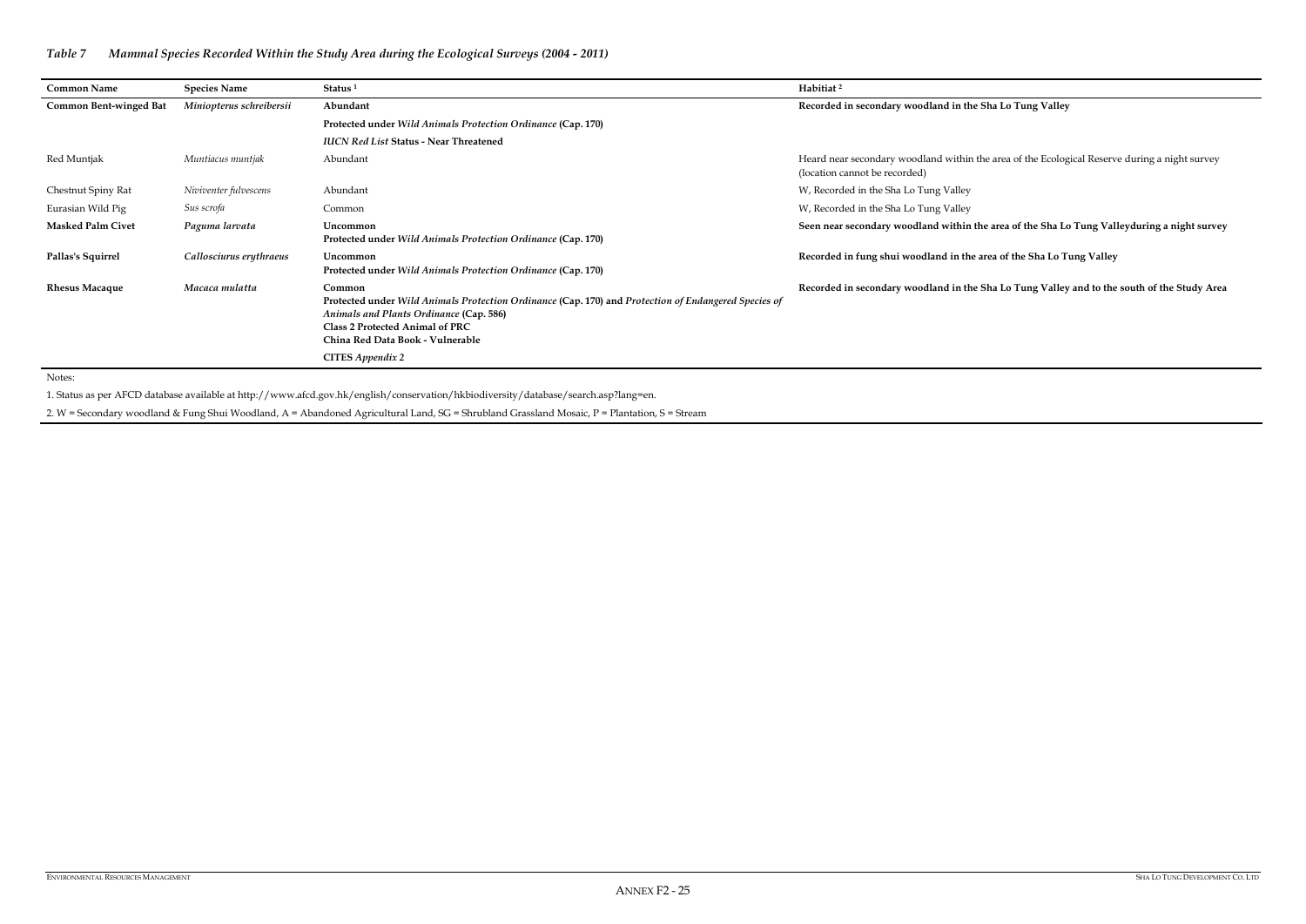*Table 7 Mammal Species Recorded Within the Study Area during the Ecological Surveys (2004 - 2011)*

| Common Name | Species Name | Status [1] | Habitiat [2] |
|---|---|---|---|
| **Common Bent-winged Bat** | *Miniopterus schreibersii* | **Abundant**<br>**Protected under** ***Wild Animals Protection Ordinance*** **(Cap. 170)**<br>***IUCN Red List*** **Status - Near Threatened** | **Recorded in secondary woodland in the Sha Lo Tung Valley** |
| Red Muntjak | *Muntiacus muntjak* | Abundant | Heard near secondary woodland within the area of the Ecological Reserve during a night survey (location cannot be recorded) |
| Chestnut Spiny Rat | *Niviventer fulvescens* | Abundant | W, Recorded in the Sha Lo Tung Valley |
| Eurasian Wild Pig | *Sus scrofa* | Common | W, Recorded in the Sha Lo Tung Valley |
| **Masked Palm Civet** | ***Paguma larvata*** | **Uncommon**<br>**Protected under** ***Wild Animals Protection Ordinance*** **(Cap. 170)** | **Seen near secondary woodland within the area of the Sha Lo Tung Valleyduring a night survey** |
| **Pallas's Squirrel** | ***Callosciurus erythraeus*** | **Uncommon**<br>**Protected under** ***Wild Animals Protection Ordinance*** **(Cap. 170)** | **Recorded in fung shui woodland in the area of the Sha Lo Tung Valley** |
| **Rhesus Macaque** | ***Macaca mulatta*** | **Common**<br>**Protected under** ***Wild Animals Protection Ordinance*** **(Cap. 170) and** ***Protection of Endangered Species of Animals and Plants Ordinance*** **(Cap. 586)**<br>**Class 2 Protected Animal of PRC**<br>**China Red Data Book - Vulnerable**<br>**CITES** ***Appendix 2*** | **Recorded in secondary woodland in the Sha Lo Tung Valley and to the south of the Study Area** |

Notes:

1. Status as per AFCD database available at http://www.afcd.gov.hk/english/conservation/hkbiodiversity/database/search.asp?lang=en.

2. W = Secondary woodland & Fung Shui Woodland, A = Abandoned Agricultural Land, SG = Shrubland Grassland Mosaic, P = Plantation, S = Stream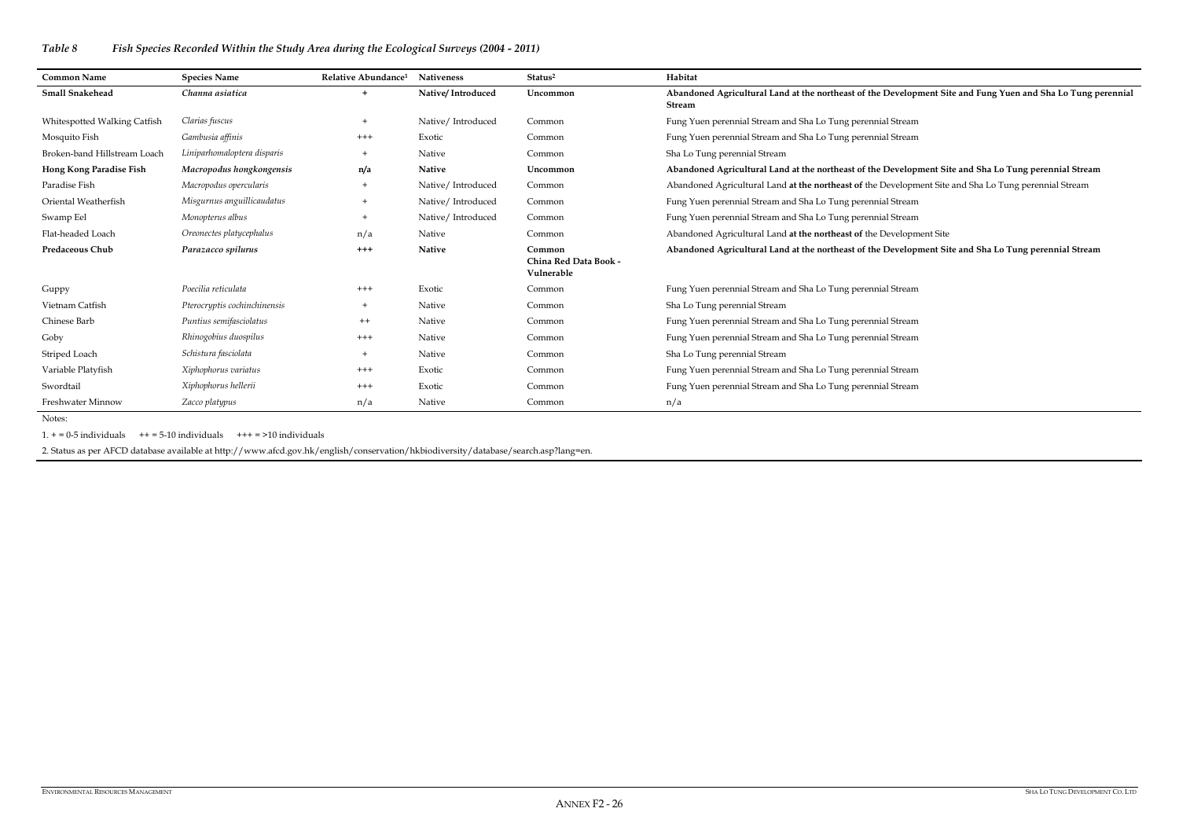*Table 8 Fish Species Recorded Within the Study Area during the Ecological Surveys (2004 - 2011)*

| Common Name | Species Name | Relative Abundance[1] | Nativeness | Status[2] | Habitat |
|---|---|---|---|---|---|
| **Small Snakehead** | ***Channa asiatica*** | **+** | **Native/ Introduced** | **Uncommon** | **Abandoned Agricultural Land at the northeast of the Development Site and Fung Yuen and Sha Lo Tung perennial Stream** |
| Whitespotted Walking Catfish | *Clarias fuscus* | + | Native/ Introduced | Common | Fung Yuen perennial Stream and Sha Lo Tung perennial Stream |
| Mosquito Fish | *Gambusia affinis* | +++ | Exotic | Common | Fung Yuen perennial Stream and Sha Lo Tung perennial Stream |
| Broken-band Hillstream Loach | *Liniparhomaloptera disparis* | + | Native | Common | Sha Lo Tung perennial Stream |
| **Hong Kong Paradise Fish** | ***Macropodus hongkongensis*** | **n/a** | **Native** | **Uncommon** | **Abandoned Agricultural Land at the northeast of the Development Site and Sha Lo Tung perennial Stream** |
| Paradise Fish | *Macropodus opercularis* | + | Native/ Introduced | Common | Abandoned Agricultural Land **at the northeast of** the Development Site and Sha Lo Tung perennial Stream |
| Oriental Weatherfish | *Misgurnus anguillicaudatus* | + | Native/ Introduced | Common | Fung Yuen perennial Stream and Sha Lo Tung perennial Stream |
| Swamp Eel | *Monopterus albus* | + | Native/ Introduced | Common | Fung Yuen perennial Stream and Sha Lo Tung perennial Stream |
| Flat-headed Loach | *Oreonectes platycephalus* | n/a | Native | Common | Abandoned Agricultural Land **at the northeast of** the Development Site |
| **Predaceous Chub** | ***Parazacco spilurus*** | **+++** | **Native** | **Common China Red Data Book - Vulnerable** | **Abandoned Agricultural Land at the northeast of the Development Site and Sha Lo Tung perennial Stream** |
| Guppy | *Poecilia reticulata* | +++ | Exotic | Common | Fung Yuen perennial Stream and Sha Lo Tung perennial Stream |
| Vietnam Catfish | *Pterocryptis cochinchinensis* | + | Native | Common | Sha Lo Tung perennial Stream |
| Chinese Barb | *Puntius semifasciolatus* | ++ | Native | Common | Fung Yuen perennial Stream and Sha Lo Tung perennial Stream |
| Goby | *Rhinogobius duospilus* | +++ | Native | Common | Fung Yuen perennial Stream and Sha Lo Tung perennial Stream |
| Striped Loach | *Schistura fasciolata* | + | Native | Common | Sha Lo Tung perennial Stream |
| Variable Platyfish | *Xiphophorus variatus* | +++ | Exotic | Common | Fung Yuen perennial Stream and Sha Lo Tung perennial Stream |
| Swordtail | *Xiphophorus hellerii* | +++ | Exotic | Common | Fung Yuen perennial Stream and Sha Lo Tung perennial Stream |
| Freshwater Minnow | *Zacco platypus* | n/a | Native | Common | n/a |

Notes:

1. + = 0-5 individuals ++ = 5-10 individuals +++ = >10 individuals

2. Status as per AFCD database available at http://www.afcd.gov.hk/english/conservation/hkbiodiversity/database/search.asp?lang=en.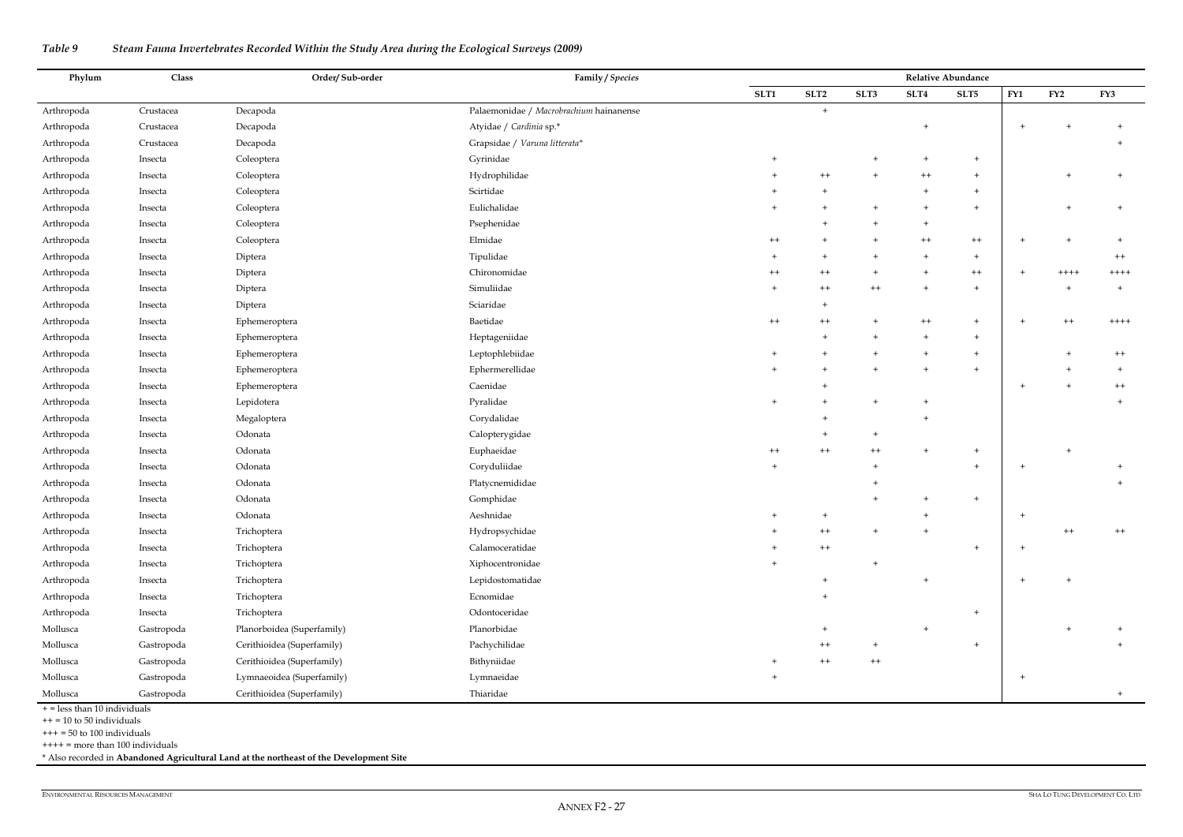*Table 9 Steam Fauna Invertebrates Recorded Within the Study Area during the Ecological Surveys (2009)*

| Phylum | Class | Order/ Sub-order | Family / *Species* | Relative Abundance | | | | | | | |
|---|---|---|---|---|---|---|---|---|---|---|---|
| | | | | SLT1 | SLT2 | SLT3 | SLT4 | SLT5 | FY1 | FY2 | FY3 |
| Arthropoda | Crustacea | Decapoda | Palaemonidae / *Macrobrachium* hainanense | | + | | | | | | |
| Arthropoda | Crustacea | Decapoda | Atyidae / *Cardinia* sp.* | | | | + | | + | + | + |
| Arthropoda | Crustacea | Decapoda | Grapsidae / *Varuna litterata** | | | | | | | | + |
| Arthropoda | Insecta | Coleoptera | Gyrinidae | + | | + | + | + | | | |
| Arthropoda | Insecta | Coleoptera | Hydrophilidae | + | ++ | + | ++ | + | | + | + |
| Arthropoda | Insecta | Coleoptera | Scirtidae | + | + | | + | + | | | |
| Arthropoda | Insecta | Coleoptera | Eulichalidae | + | + | + | + | + | | + | + |
| Arthropoda | Insecta | Coleoptera | Psephenidae | | + | + | + | | | | |
| Arthropoda | Insecta | Coleoptera | Elmidae | ++ | + | + | ++ | ++ | + | + | + |
| Arthropoda | Insecta | Diptera | Tipulidae | + | + | + | + | + | | | ++ |
| Arthropoda | Insecta | Diptera | Chironomidae | ++ | ++ | + | + | ++ | + | ++++ | ++++ |
| Arthropoda | Insecta | Diptera | Simuliidae | + | ++ | ++ | + | + | | + | + |
| Arthropoda | Insecta | Diptera | Sciaridae | | + | | | | | | |
| Arthropoda | Insecta | Ephemeroptera | Baetidae | ++ | ++ | + | ++ | + | + | ++ | ++++ |
| Arthropoda | Insecta | Ephemeroptera | Heptageniidae | | + | + | + | + | | | |
| Arthropoda | Insecta | Ephemeroptera | Leptophlebiidae | + | + | + | + | + | | + | ++ |
| Arthropoda | Insecta | Ephemeroptera | Ephermerellidae | + | + | + | + | + | | + | + |
| Arthropoda | Insecta | Ephemeroptera | Caenidae | | + | | | | + | + | ++ |
| Arthropoda | Insecta | Lepidotera | Pyralidae | + | + | + | + | | | | + |
| Arthropoda | Insecta | Megaloptera | Corydalidae | | + | | + | | | | |
| Arthropoda | Insecta | Odonata | Calopterygidae | | + | + | | | | | |
| Arthropoda | Insecta | Odonata | Euphaeidae | ++ | ++ | ++ | + | + | | + | |
| Arthropoda | Insecta | Odonata | Coryduliidae | + | | + | | + | + | | + |
| Arthropoda | Insecta | Odonata | Platycnemididae | | | + | | | | | + |
| Arthropoda | Insecta | Odonata | Gomphidae | | | + | + | + | | | |
| Arthropoda | Insecta | Odonata | Aeshnidae | + | + | | + | | + | | |
| Arthropoda | Insecta | Trichoptera | Hydropsychidae | + | ++ | + | + | | | ++ | ++ |
| Arthropoda | Insecta | Trichoptera | Calamoceratidae | + | ++ | | | + | + | | |
| Arthropoda | Insecta | Trichoptera | Xiphocentronidae | + | | + | | | | | |
| Arthropoda | Insecta | Trichoptera | Lepidostomatidae | | + | | + | | + | + | |
| Arthropoda | Insecta | Trichoptera | Ecnomidae | | + | | | | | | |
| Arthropoda | Insecta | Trichoptera | Odontoceridae | | | | | + | | | |
| Mollusca | Gastropoda | Planorboidea (Superfamily) | Planorbidae | | + | | + | | | + | + |
| Mollusca | Gastropoda | Cerithioidea (Superfamily) | Pachychilidae | | ++ | + | | + | | | + |
| Mollusca | Gastropoda | Cerithioidea (Superfamily) | Bithyniidae | + | ++ | ++ | | | | | |
| Mollusca | Gastropoda | Lymnaeoidea (Superfamily) | Lymnaeidae | + | | | | | + | | |
| Mollusca | Gastropoda | Cerithioidea (Superfamily) | Thiaridae | | | | | | | | + |

+ = less than 10 individuals
++ = 10 to 50 individuals
+++ = 50 to 100 individuals
++++ = more than 100 individuals
* Also recorded in **Abandoned Agricultural Land at the northeast of the Development Site**